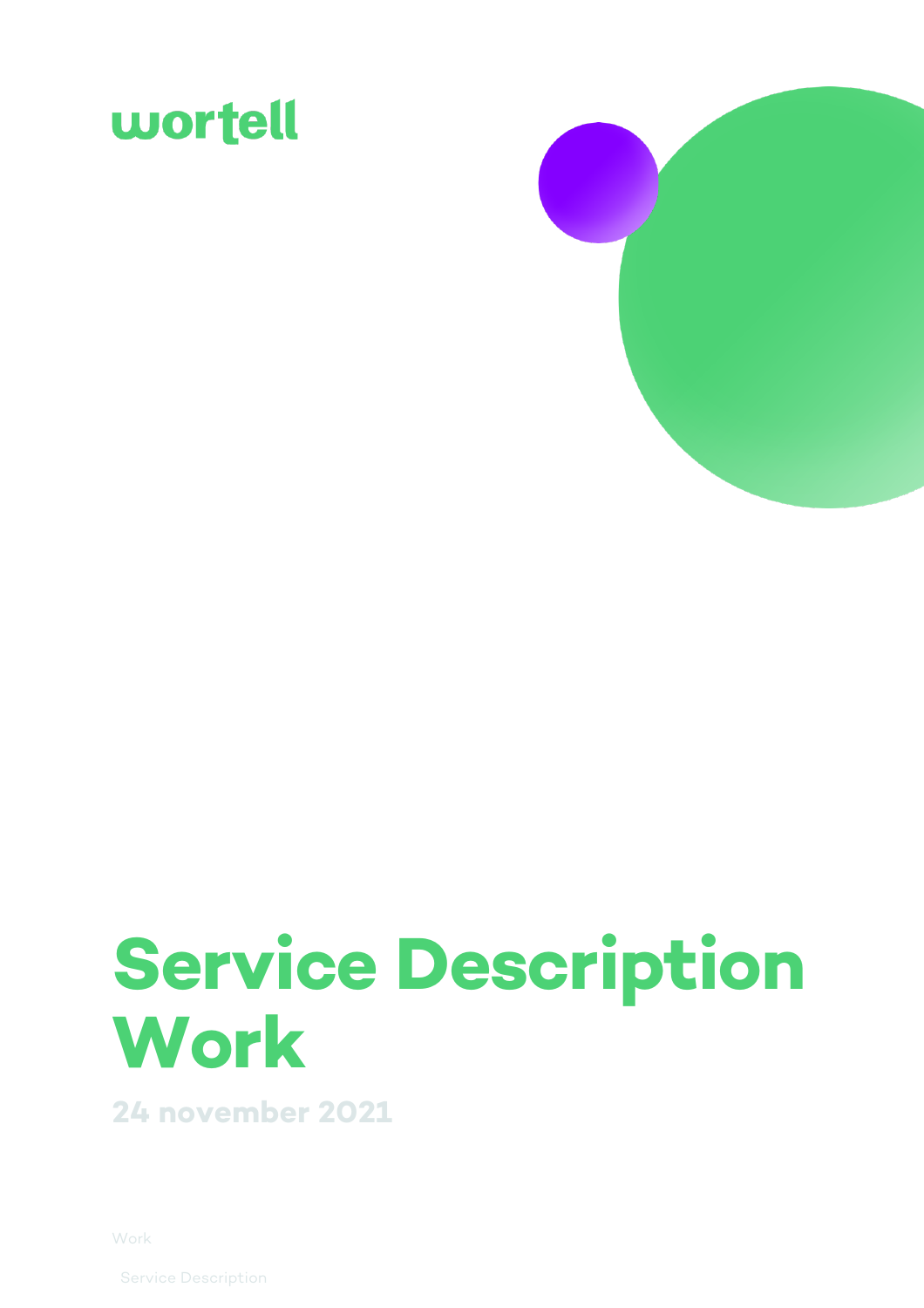wortell

# Service Description Work

24 november 2021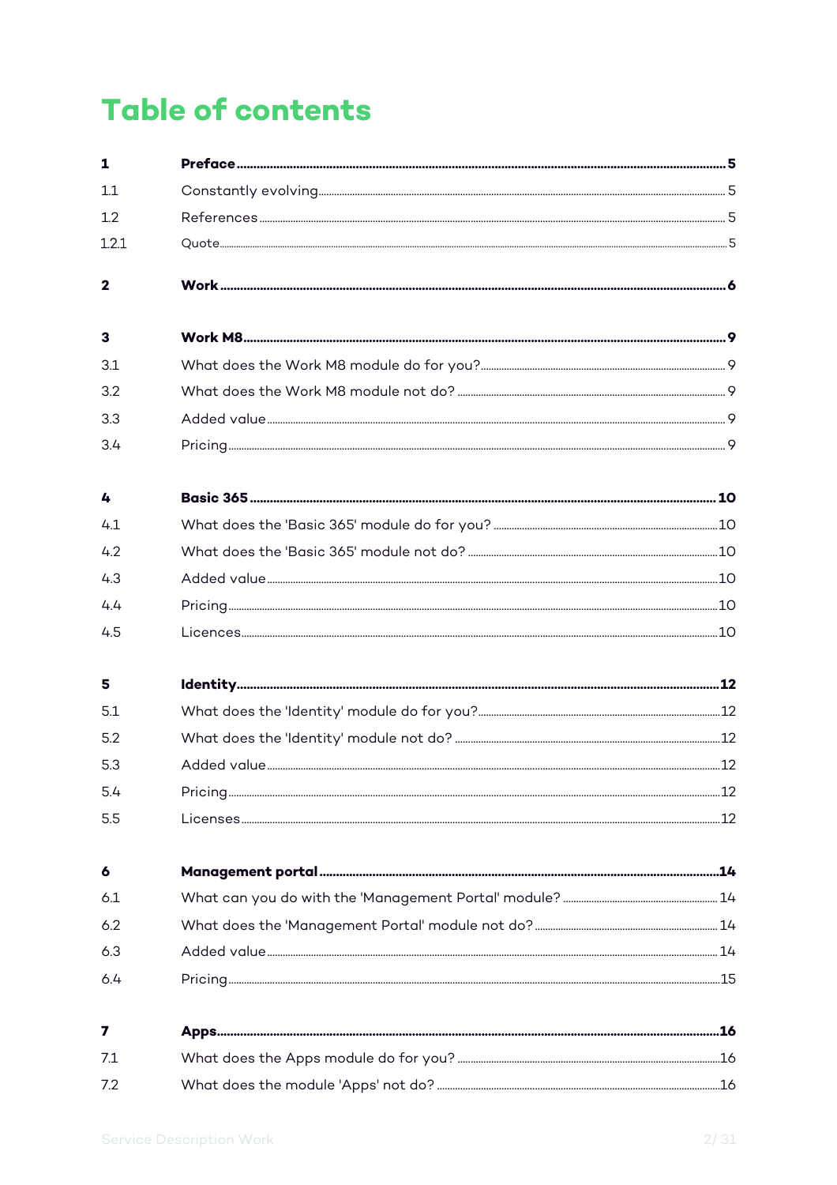# Table of contents

| | | |
|---|---|---|
| **1** | **Preface** | **5** |
| 1.1 | Constantly evolving | 5 |
| 1.2 | References | 5 |
| 1.2.1 | Quote | 5 |
| **2** | **Work** | **6** |
| **3** | **Work M8** | **9** |
| 3.1 | What does the Work M8 module do for you? | 9 |
| 3.2 | What does the Work M8 module not do? | 9 |
| 3.3 | Added value | 9 |
| 3.4 | Pricing | 9 |
| **4** | **Basic 365** | **10** |
| 4.1 | What does the 'Basic 365' module do for you? | 10 |
| 4.2 | What does the 'Basic 365' module not do? | 10 |
| 4.3 | Added value | 10 |
| 4.4 | Pricing | 10 |
| 4.5 | Licences | 10 |
| **5** | **Identity** | **12** |
| 5.1 | What does the 'Identity' module do for you? | 12 |
| 5.2 | What does the 'Identity' module not do? | 12 |
| 5.3 | Added value | 12 |
| 5.4 | Pricing | 12 |
| 5.5 | Licenses | 12 |
| **6** | **Management portal** | **14** |
| 6.1 | What can you do with the 'Management Portal' module? | 14 |
| 6.2 | What does the 'Management Portal' module not do? | 14 |
| 6.3 | Added value | 14 |
| 6.4 | Pricing | 15 |
| **7** | **Apps** | **16** |
| 7.1 | What does the Apps module do for you? | 16 |
| 7.2 | What does the module 'Apps' not do? | 16 |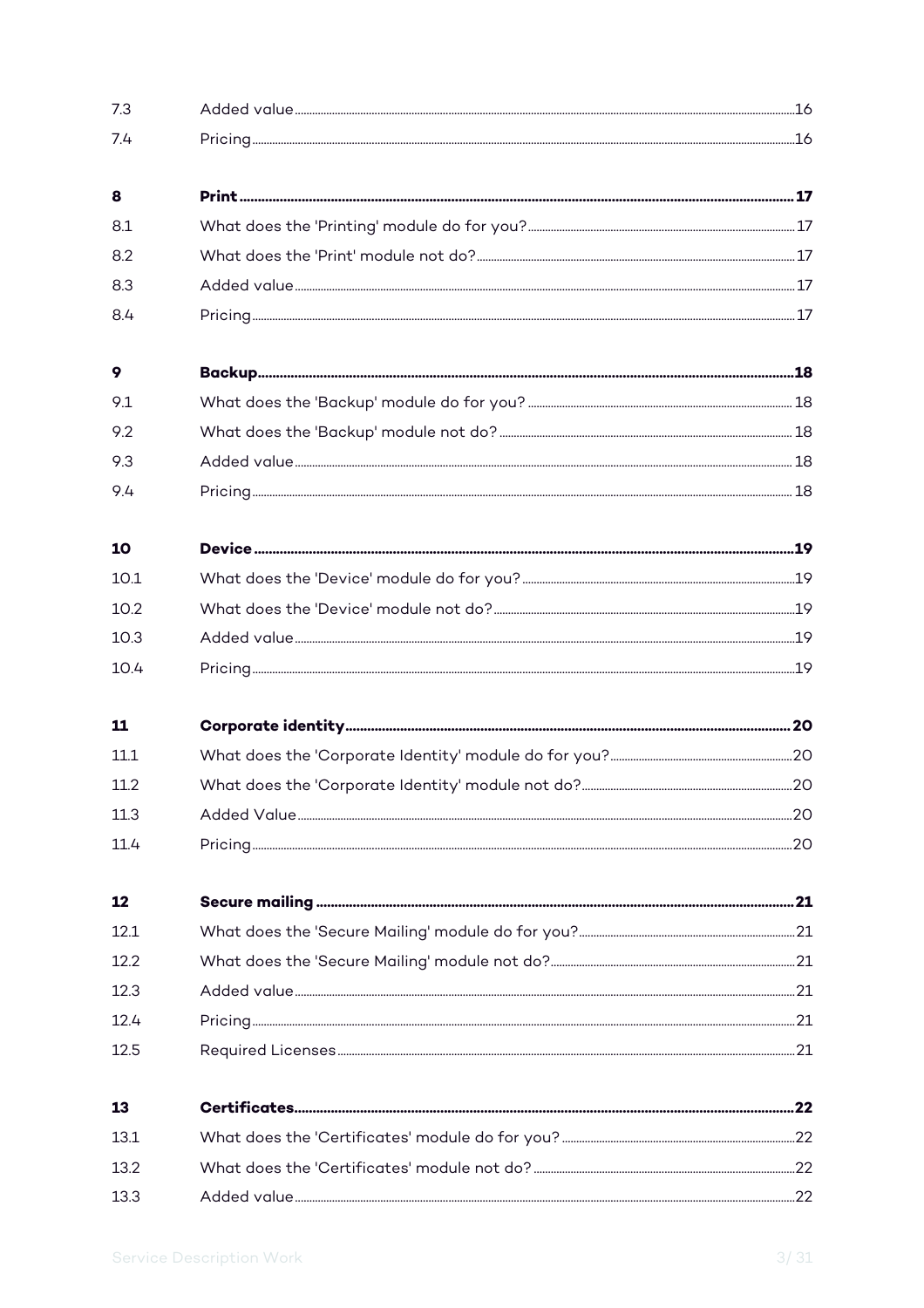| | | |
|---|---|---|
| 7.3 | Added value | 16 |
| 7.4 | Pricing | 16 |
| **8** | **Print** | **17** |
| 8.1 | What does the 'Printing' module do for you? | 17 |
| 8.2 | What does the 'Print' module not do? | 17 |
| 8.3 | Added value | 17 |
| 8.4 | Pricing | 17 |
| **9** | **Backup** | **18** |
| 9.1 | What does the 'Backup' module do for you? | 18 |
| 9.2 | What does the 'Backup' module not do? | 18 |
| 9.3 | Added value | 18 |
| 9.4 | Pricing | 18 |
| **10** | **Device** | **19** |
| 10.1 | What does the 'Device' module do for you? | 19 |
| 10.2 | What does the 'Device' module not do? | 19 |
| 10.3 | Added value | 19 |
| 10.4 | Pricing | 19 |
| **11** | **Corporate identity** | **20** |
| 11.1 | What does the 'Corporate Identity' module do for you? | 20 |
| 11.2 | What does the 'Corporate Identity' module not do? | 20 |
| 11.3 | Added Value | 20 |
| 11.4 | Pricing | 20 |
| **12** | **Secure mailing** | **21** |
| 12.1 | What does the 'Secure Mailing' module do for you? | 21 |
| 12.2 | What does the 'Secure Mailing' module not do? | 21 |
| 12.3 | Added value | 21 |
| 12.4 | Pricing | 21 |
| 12.5 | Required Licenses | 21 |
| **13** | **Certificates** | **22** |
| 13.1 | What does the 'Certificates' module do for you? | 22 |
| 13.2 | What does the 'Certificates' module not do? | 22 |
| 13.3 | Added value | 22 |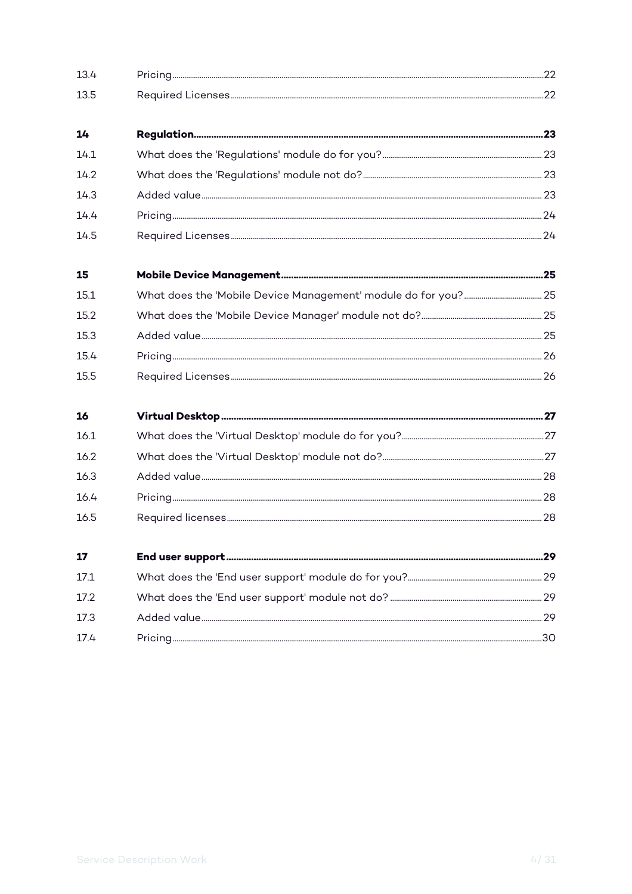| | | |
|---|---|---|
| 13.4 | Pricing | 22 |
| 13.5 | Required Licenses | 22 |
| **14** | **Regulation** | **23** |
| 14.1 | What does the 'Regulations' module do for you? | 23 |
| 14.2 | What does the 'Regulations' module not do? | 23 |
| 14.3 | Added value | 23 |
| 14.4 | Pricing | 24 |
| 14.5 | Required Licenses | 24 |
| **15** | **Mobile Device Management** | **25** |
| 15.1 | What does the 'Mobile Device Management' module do for you? | 25 |
| 15.2 | What does the 'Mobile Device Manager' module not do? | 25 |
| 15.3 | Added value | 25 |
| 15.4 | Pricing | 26 |
| 15.5 | Required Licenses | 26 |
| **16** | **Virtual Desktop** | **27** |
| 16.1 | What does the 'Virtual Desktop' module do for you? | 27 |
| 16.2 | What does the 'Virtual Desktop' module not do? | 27 |
| 16.3 | Added value | 28 |
| 16.4 | Pricing | 28 |
| 16.5 | Required licenses | 28 |
| **17** | **End user support** | **29** |
| 17.1 | What does the 'End user support' module do for you? | 29 |
| 17.2 | What does the 'End user support' module not do? | 29 |
| 17.3 | Added value | 29 |
| 17.4 | Pricing | 30 |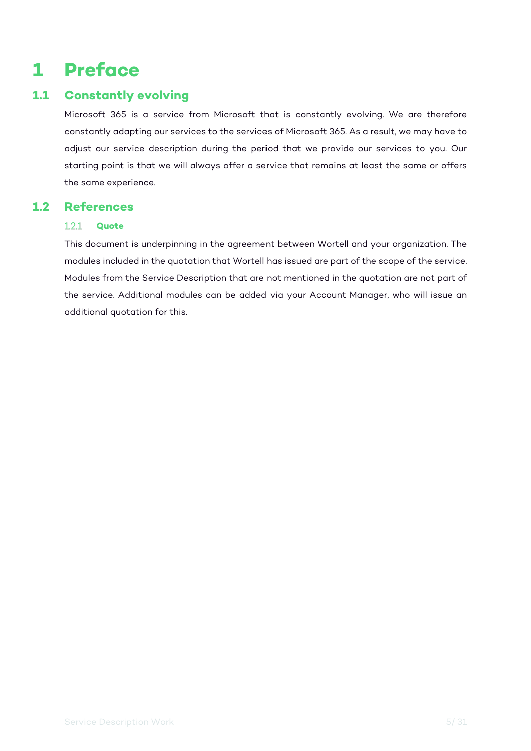# 1 Preface

## 1.1 Constantly evolving

Microsoft 365 is a service from Microsoft that is constantly evolving. We are therefore constantly adapting our services to the services of Microsoft 365. As a result, we may have to adjust our service description during the period that we provide our services to you. Our starting point is that we will always offer a service that remains at least the same or offers the same experience.

## 1.2 References

### 1.2.1 Quote

This document is underpinning in the agreement between Wortell and your organization. The modules included in the quotation that Wortell has issued are part of the scope of the service. Modules from the Service Description that are not mentioned in the quotation are not part of the service. Additional modules can be added via your Account Manager, who will issue an additional quotation for this.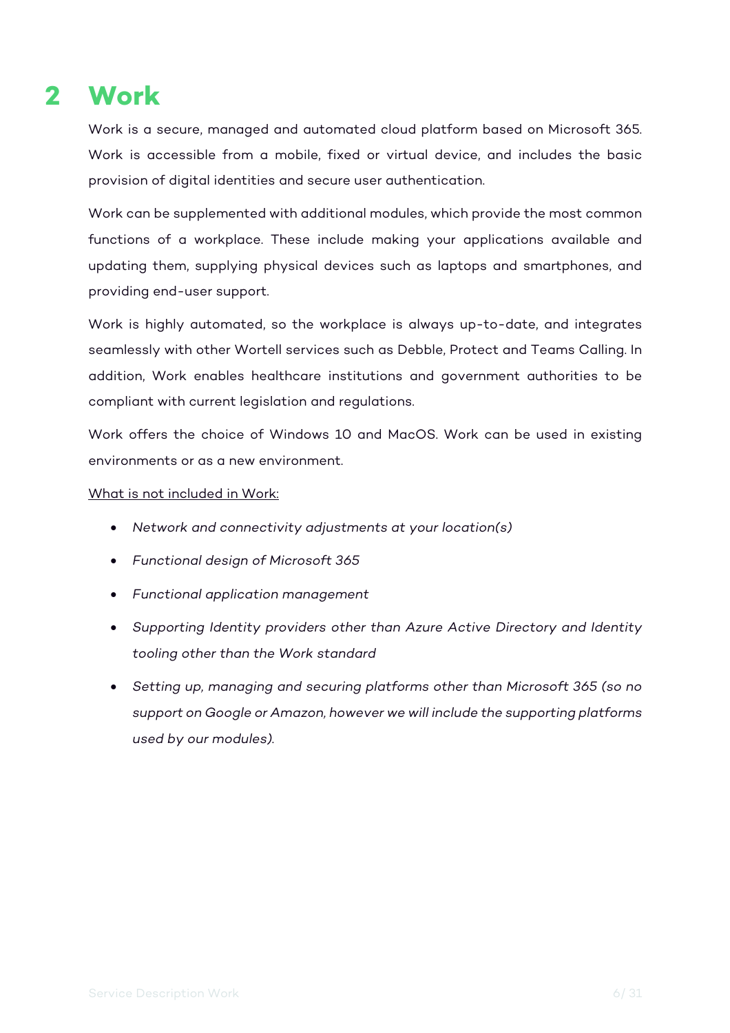# 2 Work

Work is a secure, managed and automated cloud platform based on Microsoft 365. Work is accessible from a mobile, fixed or virtual device, and includes the basic provision of digital identities and secure user authentication.

Work can be supplemented with additional modules, which provide the most common functions of a workplace. These include making your applications available and updating them, supplying physical devices such as laptops and smartphones, and providing end-user support.

Work is highly automated, so the workplace is always up-to-date, and integrates seamlessly with other Wortell services such as Debble, Protect and Teams Calling. In addition, Work enables healthcare institutions and government authorities to be compliant with current legislation and regulations.

Work offers the choice of Windows 10 and MacOS. Work can be used in existing environments or as a new environment.

<u>What is not included in Work:</u>

- *Network and connectivity adjustments at your location(s)*
- *Functional design of Microsoft 365*
- *Functional application management*
- *Supporting Identity providers other than Azure Active Directory and Identity tooling other than the Work standard*
- *Setting up, managing and securing platforms other than Microsoft 365 (so no support on Google or Amazon, however we will include the supporting platforms used by our modules).*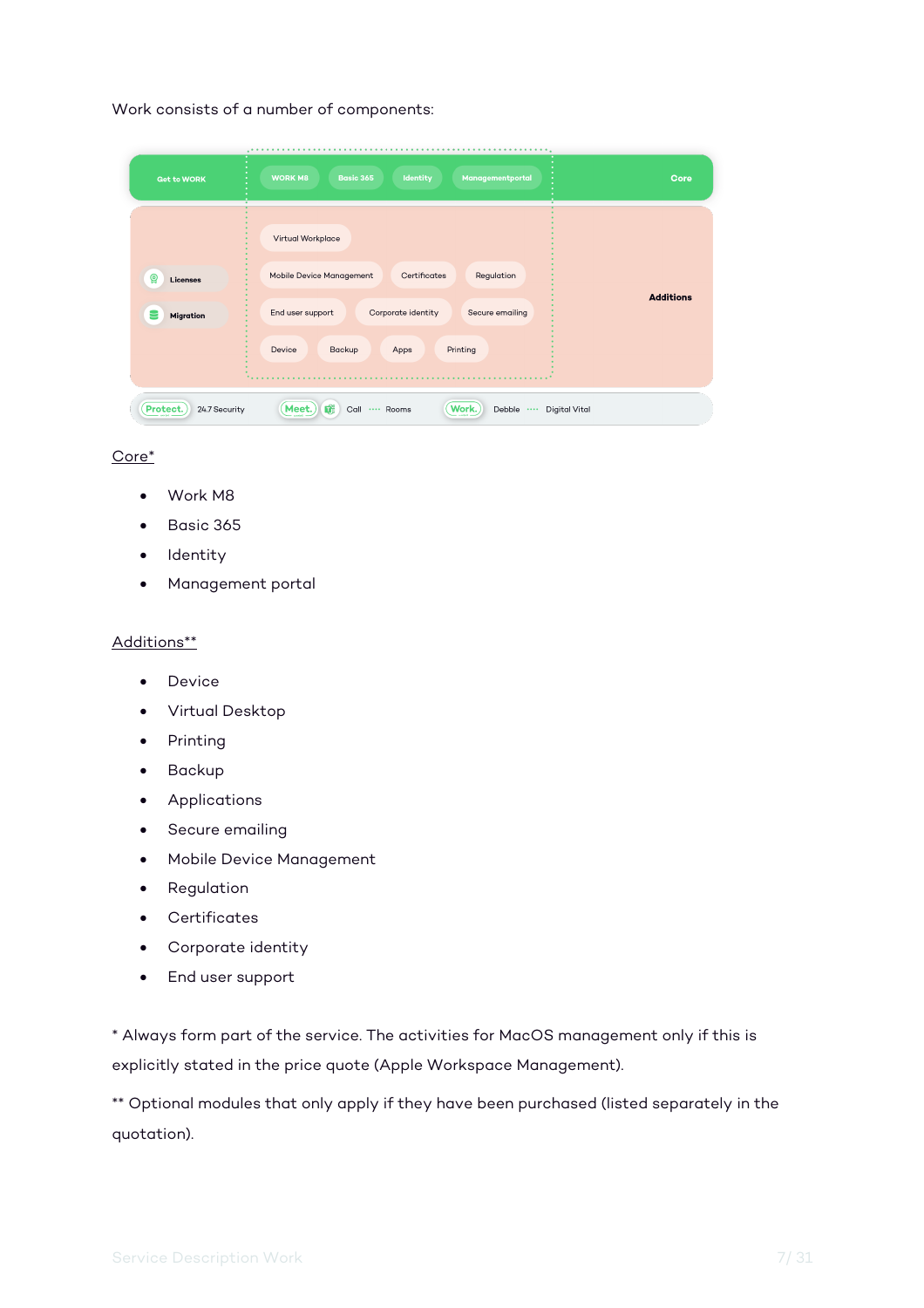Work consists of a number of components:

Get to WORK | WORK M8 | Basic 365 | Identity | Managementportal | Core

Licenses | Migration | Virtual Workplace | Mobile Device Management | Certificates | Regulation | End user support | Corporate identity | Secure emailing | Device | Backup | Apps | Printing | Additions

Protect. 24.7 Security | Meet. Call Rooms | Work. Debble Digital Vital

<u>Core*</u>

- Work M8
- Basic 365
- Identity
- Management portal

<u>Additions**</u>

- Device
- Virtual Desktop
- Printing
- Backup
- Applications
- Secure emailing
- Mobile Device Management
- Regulation
- Certificates
- Corporate identity
- End user support

* Always form part of the service. The activities for MacOS management only if this is explicitly stated in the price quote (Apple Workspace Management).

** Optional modules that only apply if they have been purchased (listed separately in the quotation).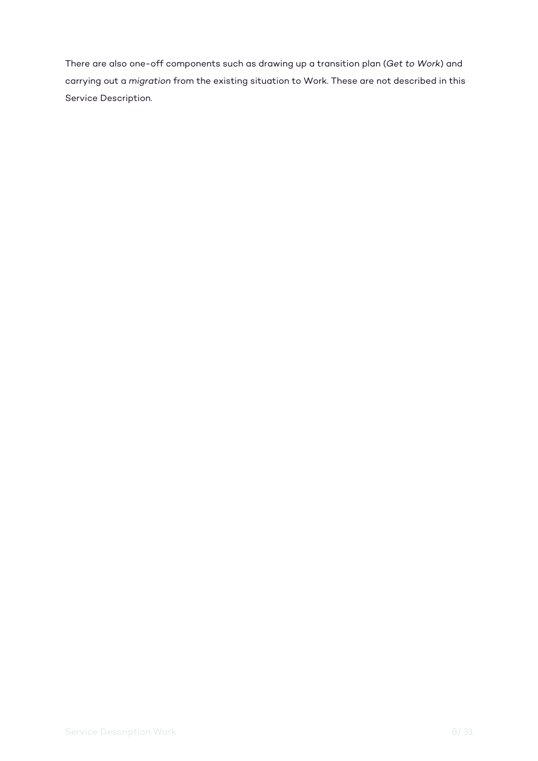There are also one-off components such as drawing up a transition plan (*Get to Work*) and carrying out a *migration* from the existing situation to Work. These are not described in this Service Description.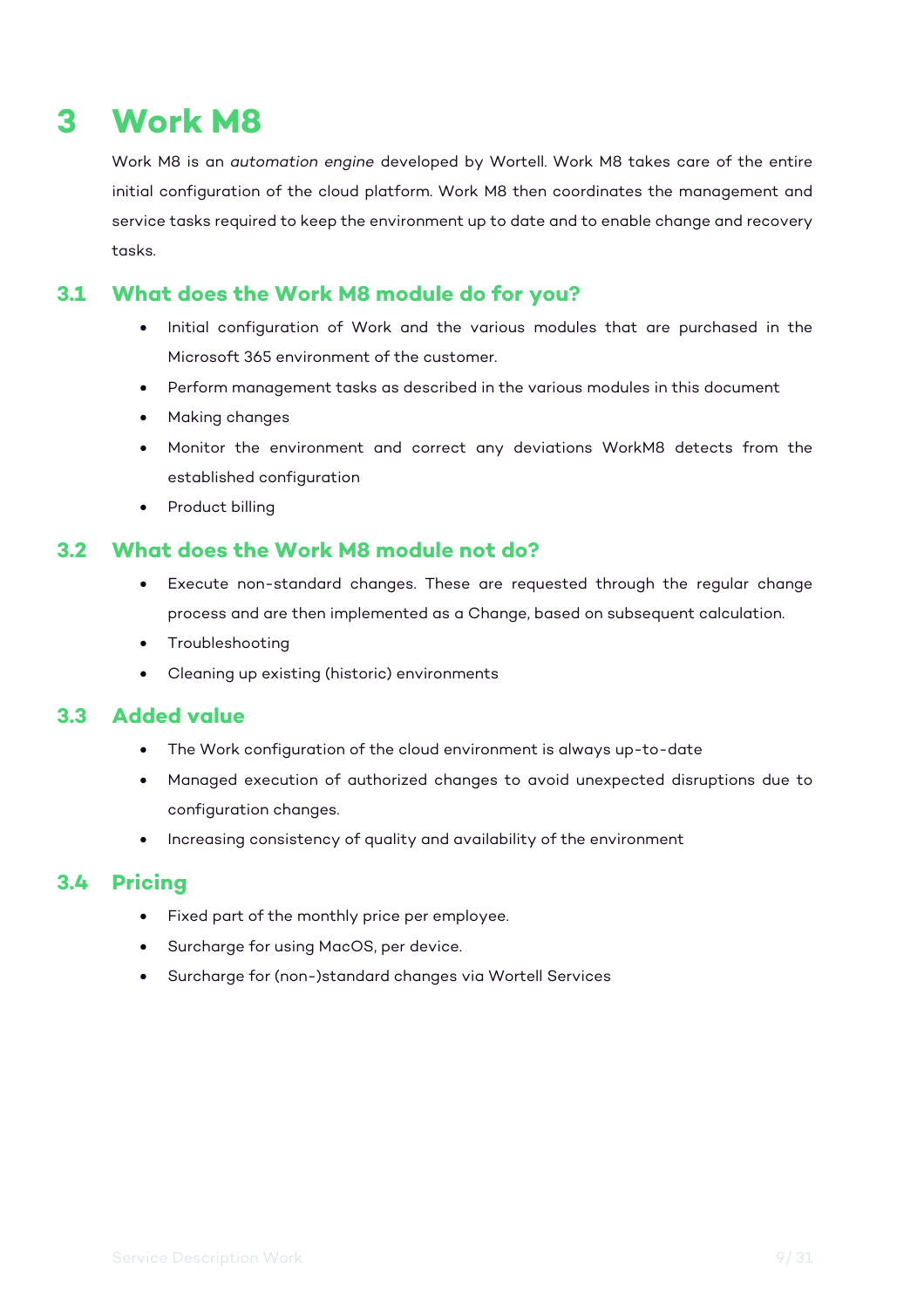# 3 Work M8

Work M8 is an *automation engine* developed by Wortell. Work M8 takes care of the entire initial configuration of the cloud platform. Work M8 then coordinates the management and service tasks required to keep the environment up to date and to enable change and recovery tasks.

## 3.1 What does the Work M8 module do for you?

- Initial configuration of Work and the various modules that are purchased in the Microsoft 365 environment of the customer.
- Perform management tasks as described in the various modules in this document
- Making changes
- Monitor the environment and correct any deviations WorkM8 detects from the established configuration
- Product billing

## 3.2 What does the Work M8 module not do?

- Execute non-standard changes. These are requested through the regular change process and are then implemented as a Change, based on subsequent calculation.
- Troubleshooting
- Cleaning up existing (historic) environments

## 3.3 Added value

- The Work configuration of the cloud environment is always up-to-date
- Managed execution of authorized changes to avoid unexpected disruptions due to configuration changes.
- Increasing consistency of quality and availability of the environment

## 3.4 Pricing

- Fixed part of the monthly price per employee.
- Surcharge for using MacOS, per device.
- Surcharge for (non-)standard changes via Wortell Services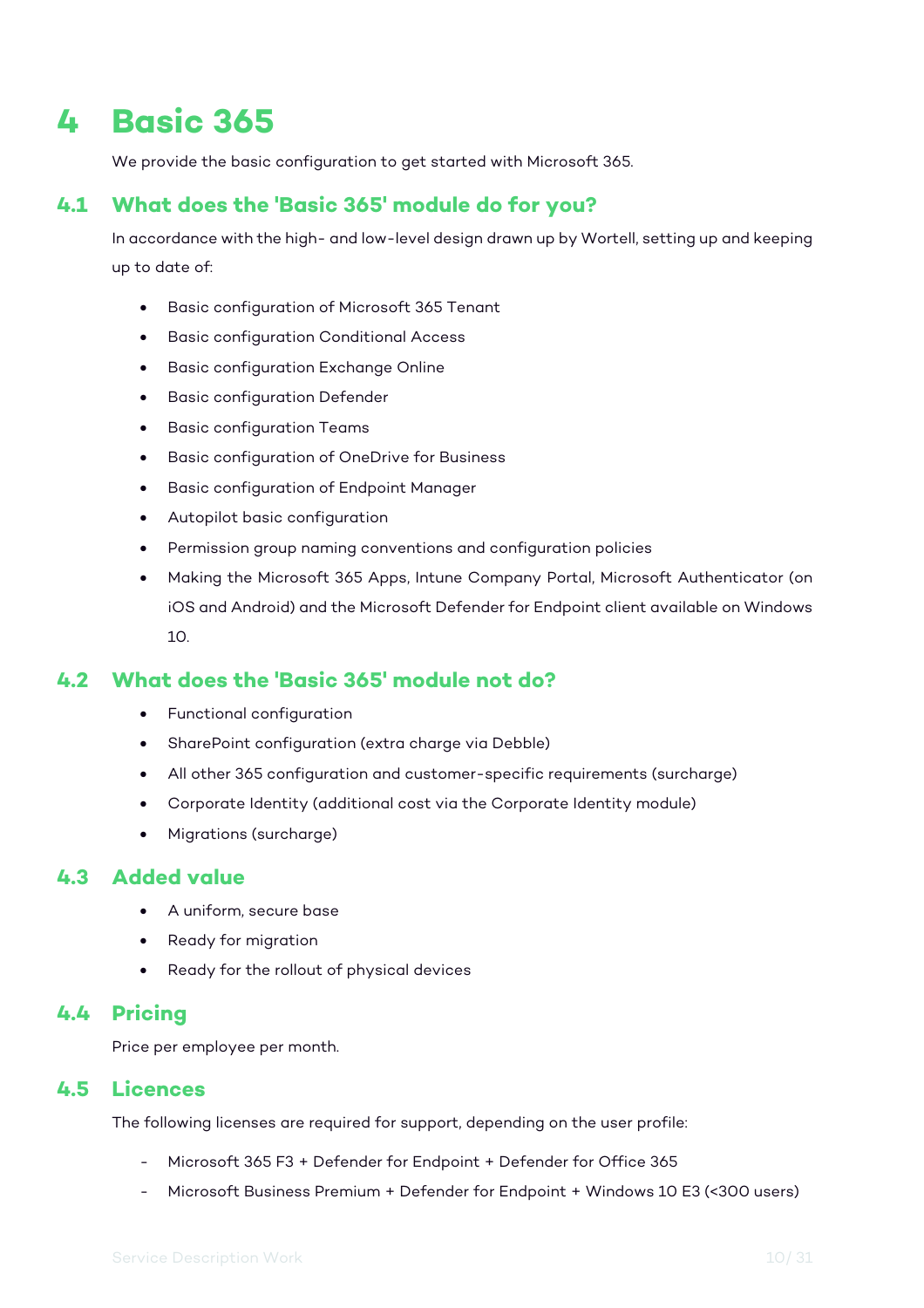# 4 Basic 365

We provide the basic configuration to get started with Microsoft 365.

## 4.1 What does the 'Basic 365' module do for you?

In accordance with the high- and low-level design drawn up by Wortell, setting up and keeping up to date of:

- Basic configuration of Microsoft 365 Tenant
- Basic configuration Conditional Access
- Basic configuration Exchange Online
- Basic configuration Defender
- Basic configuration Teams
- Basic configuration of OneDrive for Business
- Basic configuration of Endpoint Manager
- Autopilot basic configuration
- Permission group naming conventions and configuration policies
- Making the Microsoft 365 Apps, Intune Company Portal, Microsoft Authenticator (on iOS and Android) and the Microsoft Defender for Endpoint client available on Windows 10.

## 4.2 What does the 'Basic 365' module not do?

- Functional configuration
- SharePoint configuration (extra charge via Debble)
- All other 365 configuration and customer-specific requirements (surcharge)
- Corporate Identity (additional cost via the Corporate Identity module)
- Migrations (surcharge)

## 4.3 Added value

- A uniform, secure base
- Ready for migration
- Ready for the rollout of physical devices

## 4.4 Pricing

Price per employee per month.

## 4.5 Licences

The following licenses are required for support, depending on the user profile:

- Microsoft 365 F3 + Defender for Endpoint + Defender for Office 365
- Microsoft Business Premium + Defender for Endpoint + Windows 10 E3 (<300 users)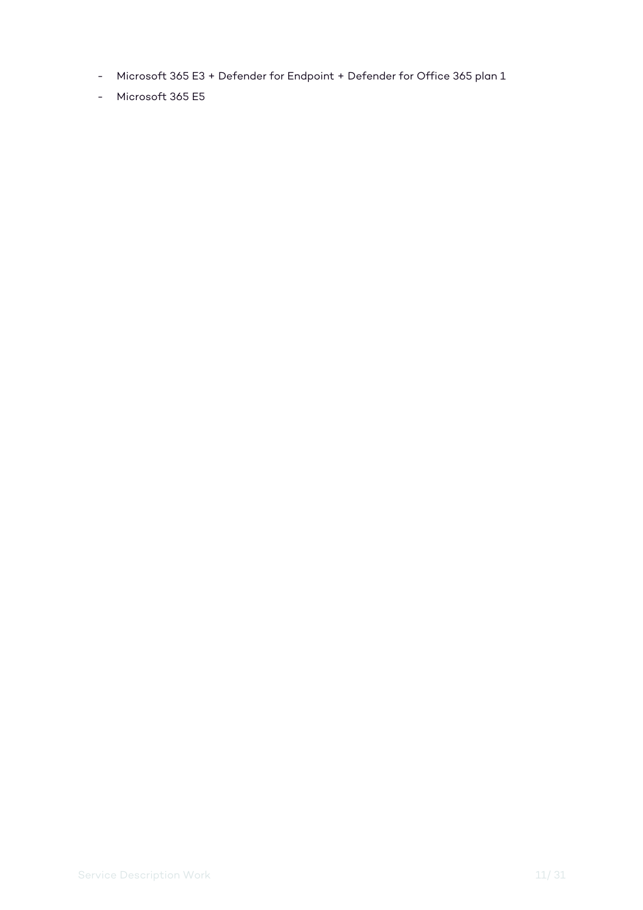- Microsoft 365 E3 + Defender for Endpoint + Defender for Office 365 plan 1
- Microsoft 365 E5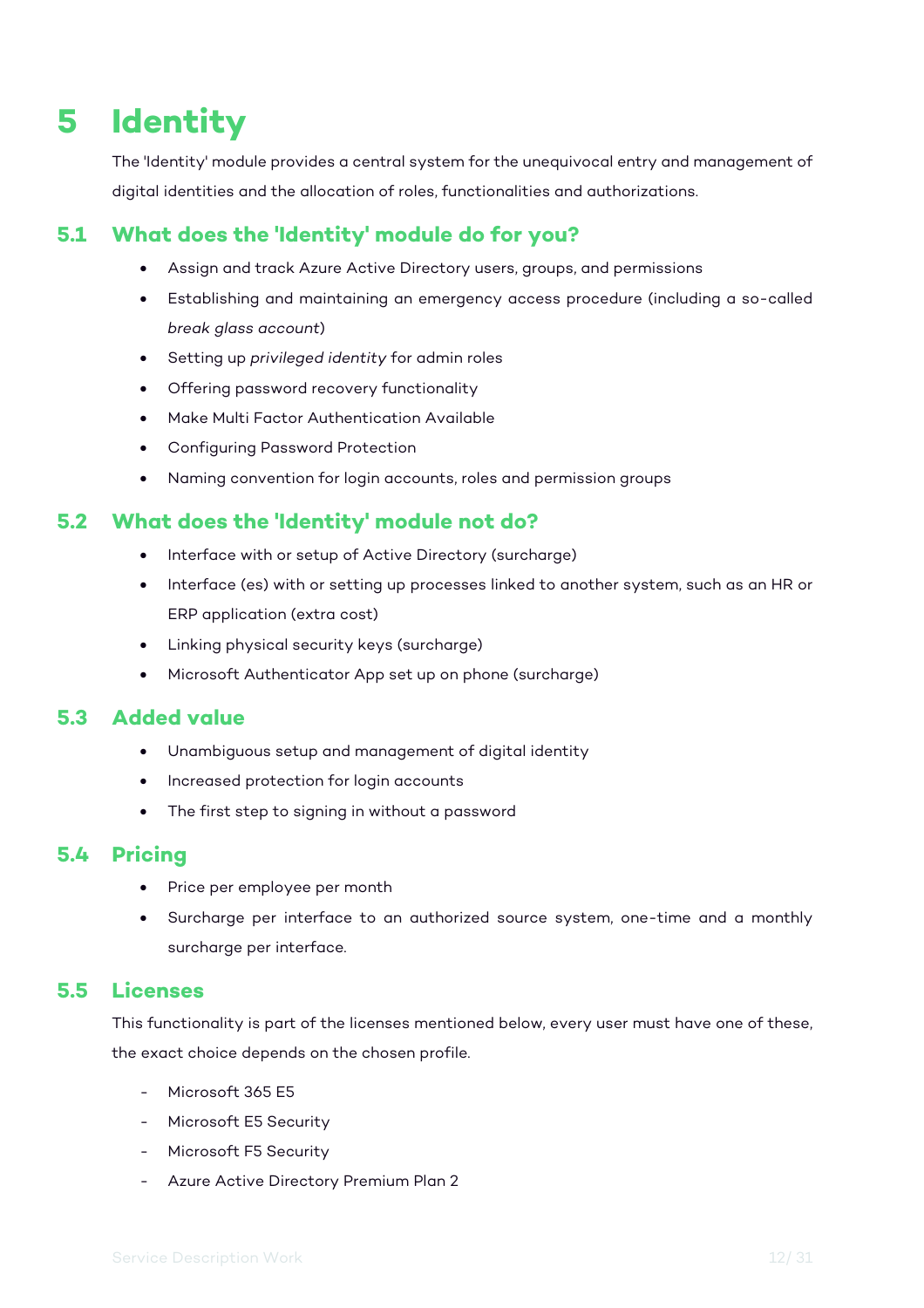# 5 Identity

The 'Identity' module provides a central system for the unequivocal entry and management of digital identities and the allocation of roles, functionalities and authorizations.

## 5.1 What does the 'Identity' module do for you?

- Assign and track Azure Active Directory users, groups, and permissions
- Establishing and maintaining an emergency access procedure (including a so-called *break glass account*)
- Setting up *privileged identity* for admin roles
- Offering password recovery functionality
- Make Multi Factor Authentication Available
- Configuring Password Protection
- Naming convention for login accounts, roles and permission groups

## 5.2 What does the 'Identity' module not do?

- Interface with or setup of Active Directory (surcharge)
- Interface (es) with or setting up processes linked to another system, such as an HR or ERP application (extra cost)
- Linking physical security keys (surcharge)
- Microsoft Authenticator App set up on phone (surcharge)

## 5.3 Added value

- Unambiguous setup and management of digital identity
- Increased protection for login accounts
- The first step to signing in without a password

## 5.4 Pricing

- Price per employee per month
- Surcharge per interface to an authorized source system, one-time and a monthly surcharge per interface.

## 5.5 Licenses

This functionality is part of the licenses mentioned below, every user must have one of these, the exact choice depends on the chosen profile.

- Microsoft 365 E5
- Microsoft E5 Security
- Microsoft F5 Security
- Azure Active Directory Premium Plan 2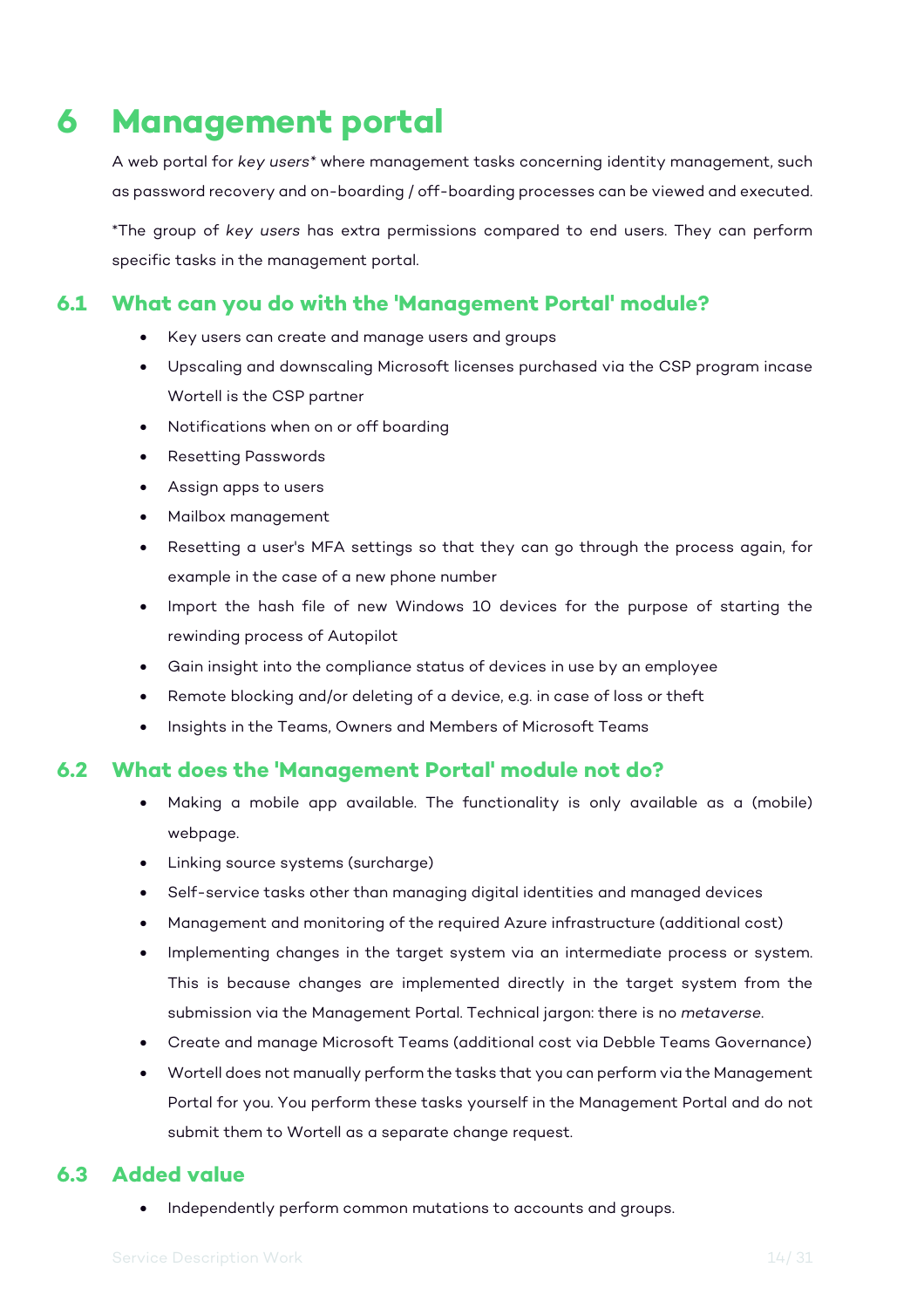# 6 Management portal

A web portal for *key users** where management tasks concerning identity management, such as password recovery and on-boarding / off-boarding processes can be viewed and executed.

*The group of *key users* has extra permissions compared to end users. They can perform specific tasks in the management portal.

## 6.1 What can you do with the 'Management Portal' module?

- Key users can create and manage users and groups
- Upscaling and downscaling Microsoft licenses purchased via the CSP program incase Wortell is the CSP partner
- Notifications when on or off boarding
- Resetting Passwords
- Assign apps to users
- Mailbox management
- Resetting a user's MFA settings so that they can go through the process again, for example in the case of a new phone number
- Import the hash file of new Windows 10 devices for the purpose of starting the rewinding process of Autopilot
- Gain insight into the compliance status of devices in use by an employee
- Remote blocking and/or deleting of a device, e.g. in case of loss or theft
- Insights in the Teams, Owners and Members of Microsoft Teams

## 6.2 What does the 'Management Portal' module not do?

- Making a mobile app available. The functionality is only available as a (mobile) webpage.
- Linking source systems (surcharge)
- Self-service tasks other than managing digital identities and managed devices
- Management and monitoring of the required Azure infrastructure (additional cost)
- Implementing changes in the target system via an intermediate process or system. This is because changes are implemented directly in the target system from the submission via the Management Portal. Technical jargon: there is no *metaverse*.
- Create and manage Microsoft Teams (additional cost via Debble Teams Governance)
- Wortell does not manually perform the tasks that you can perform via the Management Portal for you. You perform these tasks yourself in the Management Portal and do not submit them to Wortell as a separate change request.

## 6.3 Added value

- Independently perform common mutations to accounts and groups.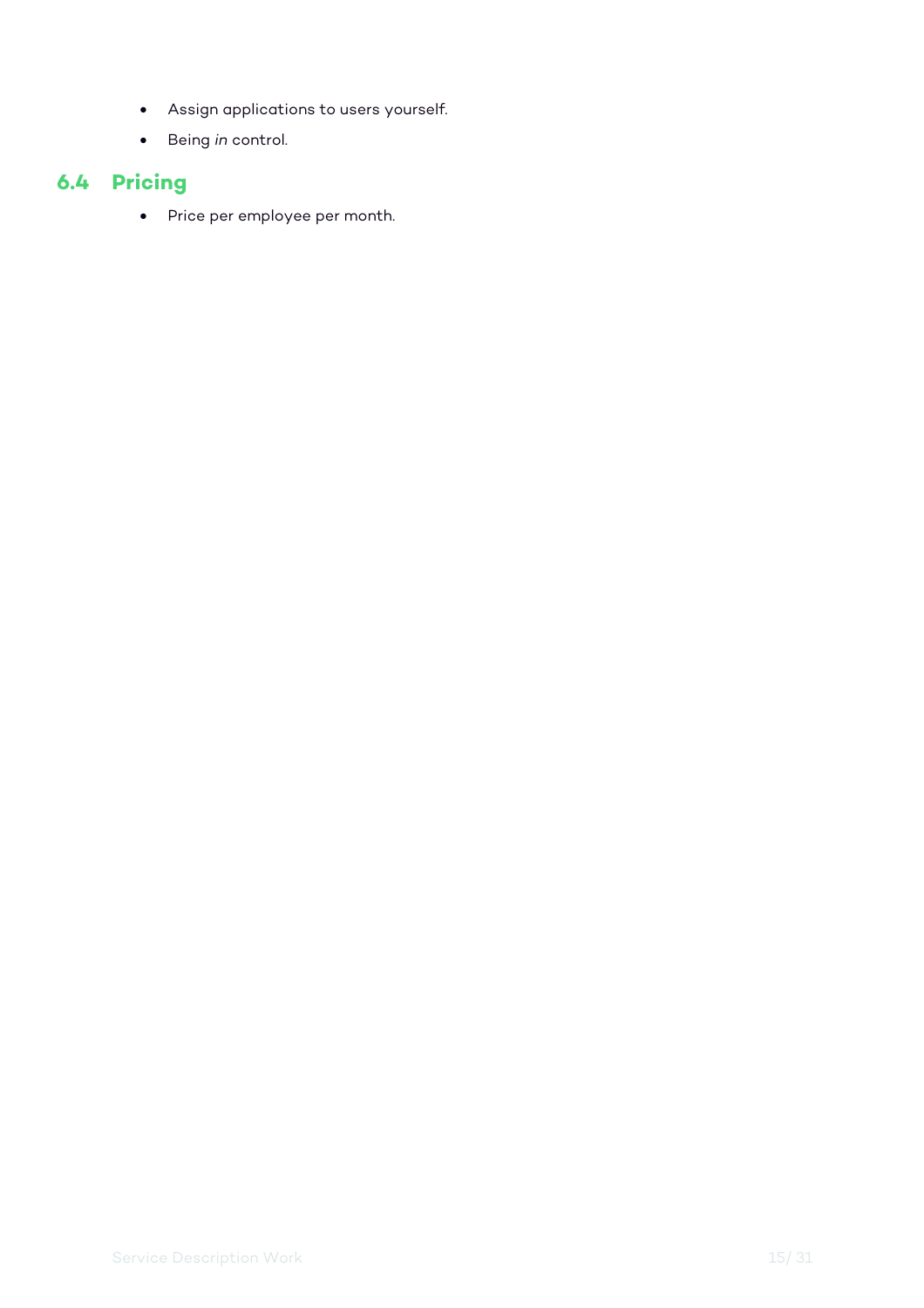- Assign applications to users yourself.
- Being *in* control.

## 6.4 Pricing

- Price per employee per month.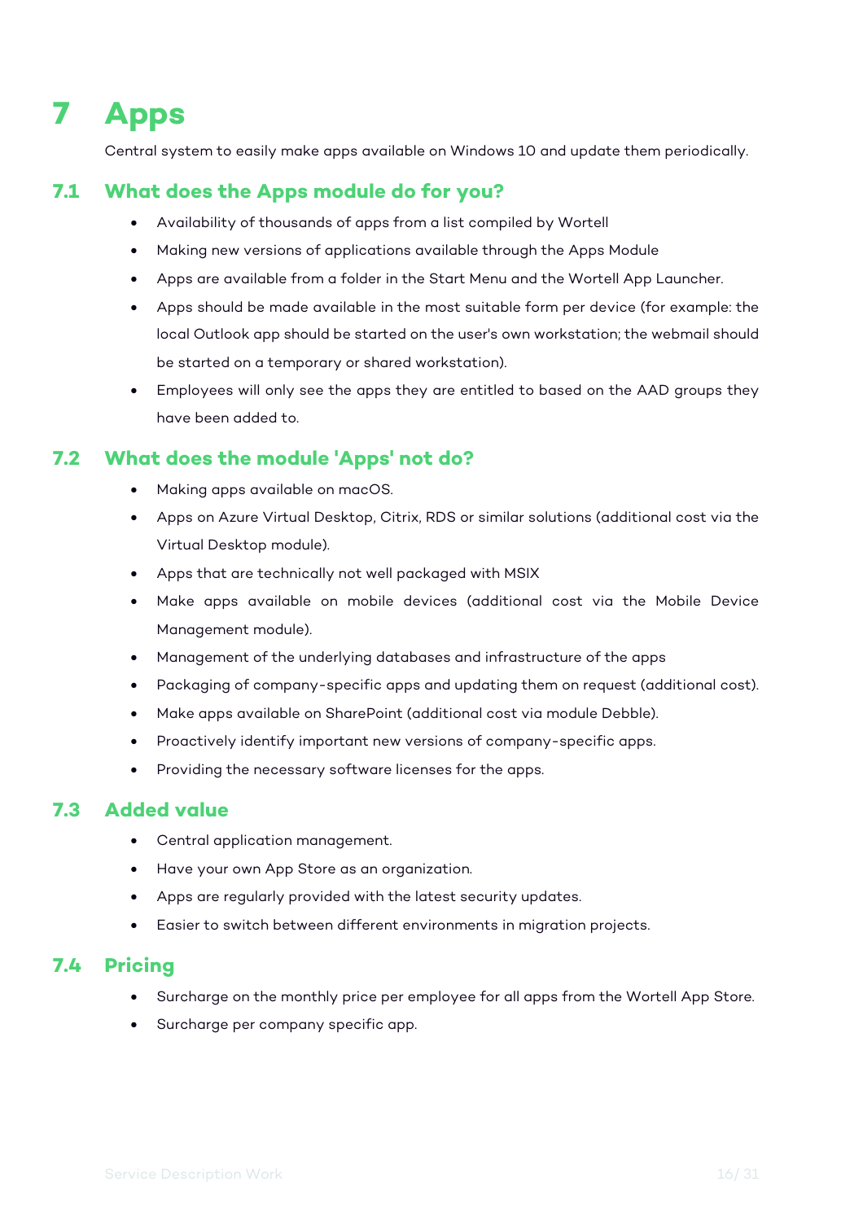# 7 Apps

Central system to easily make apps available on Windows 10 and update them periodically.

## 7.1 What does the Apps module do for you?

- Availability of thousands of apps from a list compiled by Wortell
- Making new versions of applications available through the Apps Module
- Apps are available from a folder in the Start Menu and the Wortell App Launcher.
- Apps should be made available in the most suitable form per device (for example: the local Outlook app should be started on the user's own workstation; the webmail should be started on a temporary or shared workstation).
- Employees will only see the apps they are entitled to based on the AAD groups they have been added to.

## 7.2 What does the module 'Apps' not do?

- Making apps available on macOS.
- Apps on Azure Virtual Desktop, Citrix, RDS or similar solutions (additional cost via the Virtual Desktop module).
- Apps that are technically not well packaged with MSIX
- Make apps available on mobile devices (additional cost via the Mobile Device Management module).
- Management of the underlying databases and infrastructure of the apps
- Packaging of company-specific apps and updating them on request (additional cost).
- Make apps available on SharePoint (additional cost via module Debble).
- Proactively identify important new versions of company-specific apps.
- Providing the necessary software licenses for the apps.

## 7.3 Added value

- Central application management.
- Have your own App Store as an organization.
- Apps are regularly provided with the latest security updates.
- Easier to switch between different environments in migration projects.

## 7.4 Pricing

- Surcharge on the monthly price per employee for all apps from the Wortell App Store.
- Surcharge per company specific app.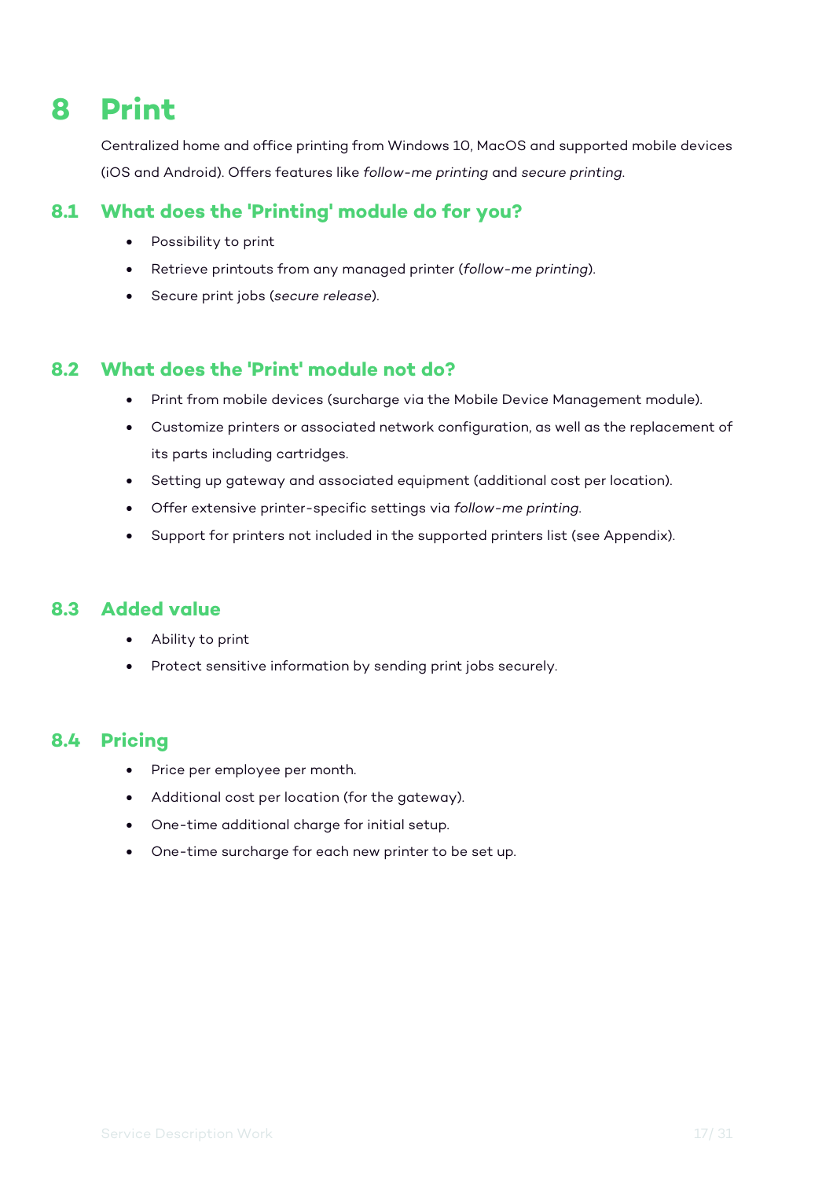# 8 Print

Centralized home and office printing from Windows 10, MacOS and supported mobile devices (iOS and Android). Offers features like *follow-me printing* and *secure printing*.

## 8.1 What does the 'Printing' module do for you?

- Possibility to print
- Retrieve printouts from any managed printer (*follow-me printing*).
- Secure print jobs (*secure release*).

## 8.2 What does the 'Print' module not do?

- Print from mobile devices (surcharge via the Mobile Device Management module).
- Customize printers or associated network configuration, as well as the replacement of its parts including cartridges.
- Setting up gateway and associated equipment (additional cost per location).
- Offer extensive printer-specific settings via *follow-me printing*.
- Support for printers not included in the supported printers list (see Appendix).

## 8.3 Added value

- Ability to print
- Protect sensitive information by sending print jobs securely.

## 8.4 Pricing

- Price per employee per month.
- Additional cost per location (for the gateway).
- One-time additional charge for initial setup.
- One-time surcharge for each new printer to be set up.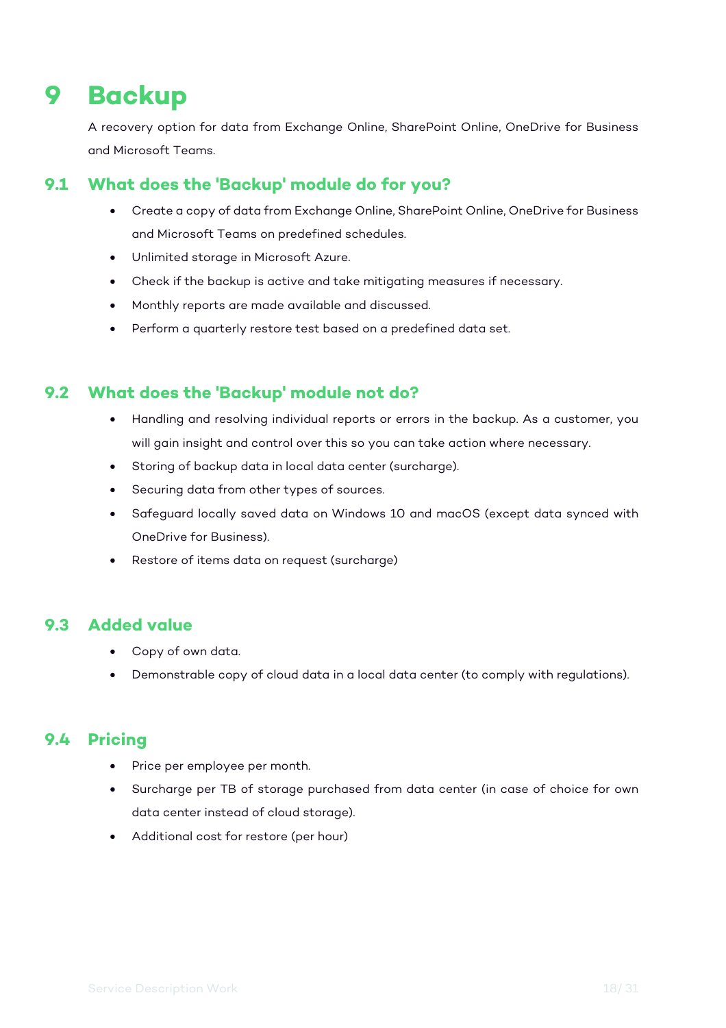# 9 Backup

A recovery option for data from Exchange Online, SharePoint Online, OneDrive for Business and Microsoft Teams.

## 9.1 What does the 'Backup' module do for you?

- Create a copy of data from Exchange Online, SharePoint Online, OneDrive for Business and Microsoft Teams on predefined schedules.
- Unlimited storage in Microsoft Azure.
- Check if the backup is active and take mitigating measures if necessary.
- Monthly reports are made available and discussed.
- Perform a quarterly restore test based on a predefined data set.

## 9.2 What does the 'Backup' module not do?

- Handling and resolving individual reports or errors in the backup. As a customer, you will gain insight and control over this so you can take action where necessary.
- Storing of backup data in local data center (surcharge).
- Securing data from other types of sources.
- Safeguard locally saved data on Windows 10 and macOS (except data synced with OneDrive for Business).
- Restore of items data on request (surcharge)

## 9.3 Added value

- Copy of own data.
- Demonstrable copy of cloud data in a local data center (to comply with regulations).

## 9.4 Pricing

- Price per employee per month.
- Surcharge per TB of storage purchased from data center (in case of choice for own data center instead of cloud storage).
- Additional cost for restore (per hour)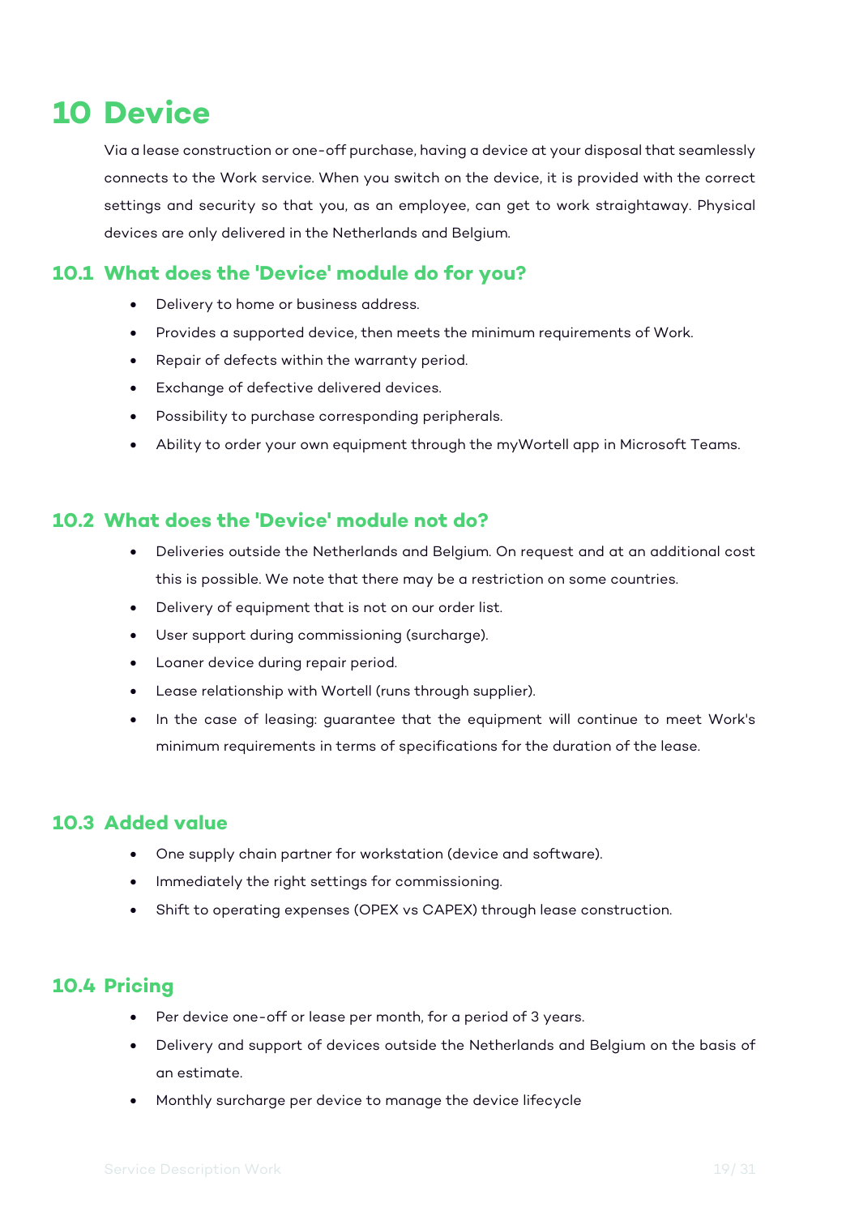# 10 Device

Via a lease construction or one-off purchase, having a device at your disposal that seamlessly connects to the Work service. When you switch on the device, it is provided with the correct settings and security so that you, as an employee, can get to work straightaway. Physical devices are only delivered in the Netherlands and Belgium.

## 10.1 What does the 'Device' module do for you?

- Delivery to home or business address.
- Provides a supported device, then meets the minimum requirements of Work.
- Repair of defects within the warranty period.
- Exchange of defective delivered devices.
- Possibility to purchase corresponding peripherals.
- Ability to order your own equipment through the myWortell app in Microsoft Teams.

## 10.2 What does the 'Device' module not do?

- Deliveries outside the Netherlands and Belgium. On request and at an additional cost this is possible. We note that there may be a restriction on some countries.
- Delivery of equipment that is not on our order list.
- User support during commissioning (surcharge).
- Loaner device during repair period.
- Lease relationship with Wortell (runs through supplier).
- In the case of leasing: guarantee that the equipment will continue to meet Work's minimum requirements in terms of specifications for the duration of the lease.

## 10.3 Added value

- One supply chain partner for workstation (device and software).
- Immediately the right settings for commissioning.
- Shift to operating expenses (OPEX vs CAPEX) through lease construction.

## 10.4 Pricing

- Per device one-off or lease per month, for a period of 3 years.
- Delivery and support of devices outside the Netherlands and Belgium on the basis of an estimate.
- Monthly surcharge per device to manage the device lifecycle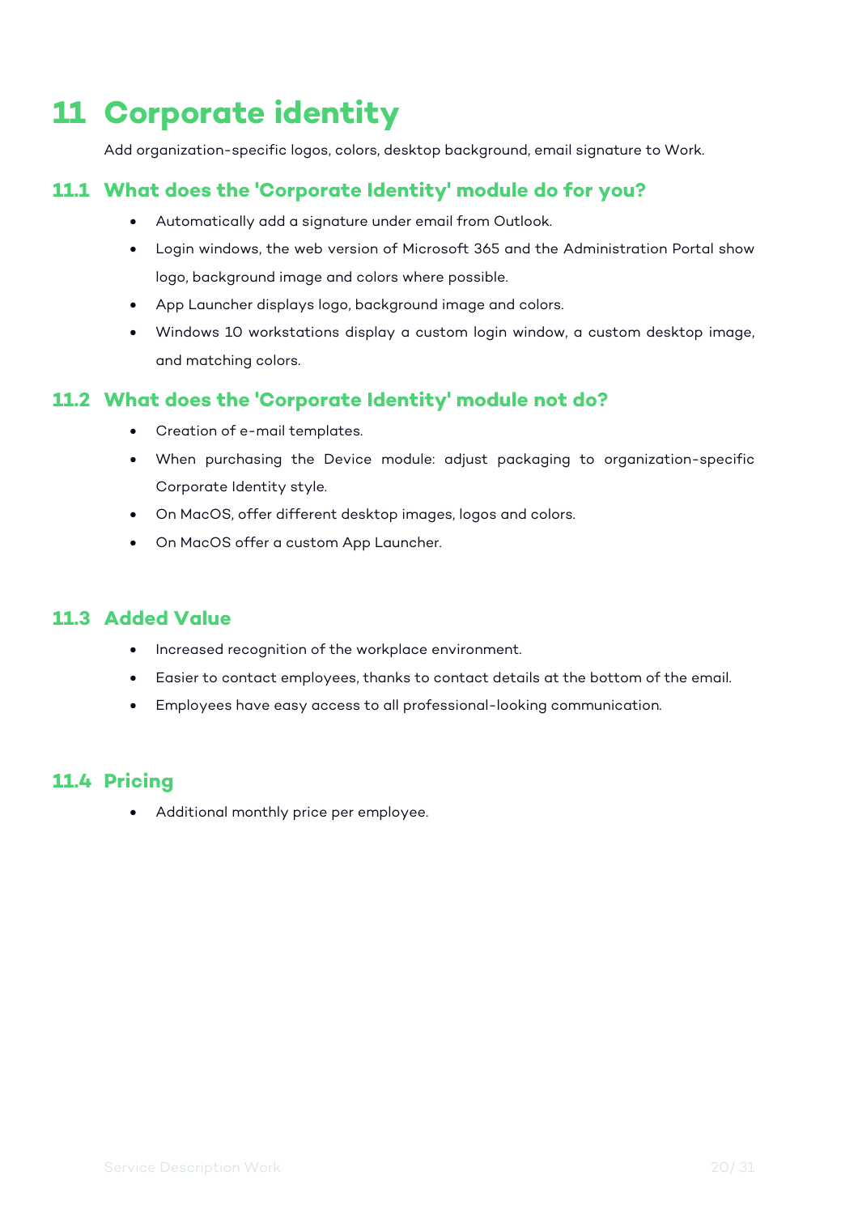# 11 Corporate identity

Add organization-specific logos, colors, desktop background, email signature to Work.

## 11.1 What does the 'Corporate Identity' module do for you?

- Automatically add a signature under email from Outlook.
- Login windows, the web version of Microsoft 365 and the Administration Portal show logo, background image and colors where possible.
- App Launcher displays logo, background image and colors.
- Windows 10 workstations display a custom login window, a custom desktop image, and matching colors.

## 11.2 What does the 'Corporate Identity' module not do?

- Creation of e-mail templates.
- When purchasing the Device module: adjust packaging to organization-specific Corporate Identity style.
- On MacOS, offer different desktop images, logos and colors.
- On MacOS offer a custom App Launcher.

## 11.3 Added Value

- Increased recognition of the workplace environment.
- Easier to contact employees, thanks to contact details at the bottom of the email.
- Employees have easy access to all professional-looking communication.

## 11.4 Pricing

- Additional monthly price per employee.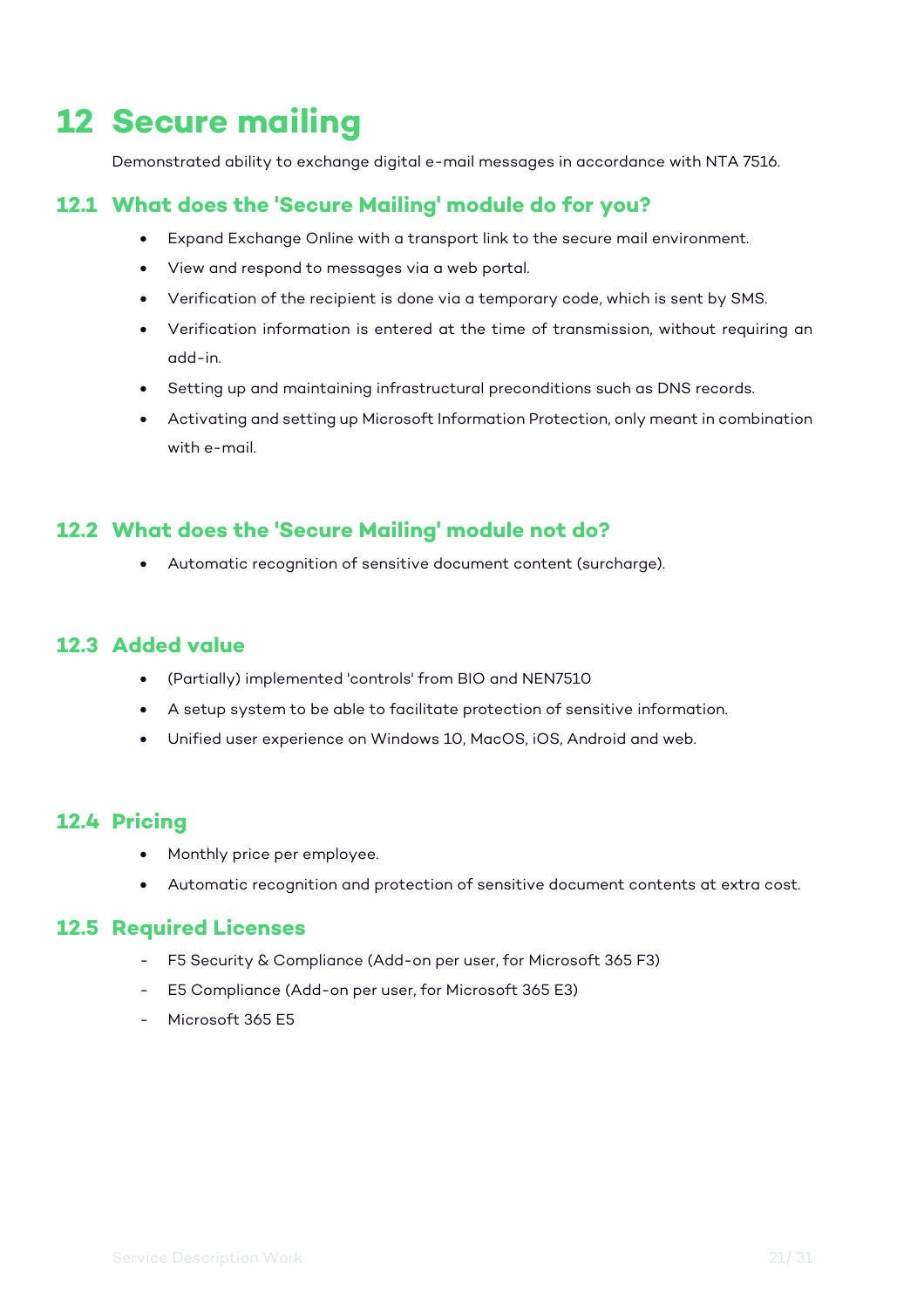# 12 Secure mailing

Demonstrated ability to exchange digital e-mail messages in accordance with NTA 7516.

## 12.1 What does the 'Secure Mailing' module do for you?

- Expand Exchange Online with a transport link to the secure mail environment.
- View and respond to messages via a web portal.
- Verification of the recipient is done via a temporary code, which is sent by SMS.
- Verification information is entered at the time of transmission, without requiring an add-in.
- Setting up and maintaining infrastructural preconditions such as DNS records.
- Activating and setting up Microsoft Information Protection, only meant in combination with e-mail.

## 12.2 What does the 'Secure Mailing' module not do?

- Automatic recognition of sensitive document content (surcharge).

## 12.3 Added value

- (Partially) implemented 'controls' from BIO and NEN7510
- A setup system to be able to facilitate protection of sensitive information.
- Unified user experience on Windows 10, MacOS, iOS, Android and web.

## 12.4 Pricing

- Monthly price per employee.
- Automatic recognition and protection of sensitive document contents at extra cost.

## 12.5 Required Licenses

- F5 Security & Compliance (Add-on per user, for Microsoft 365 F3)
- E5 Compliance (Add-on per user, for Microsoft 365 E3)
- Microsoft 365 E5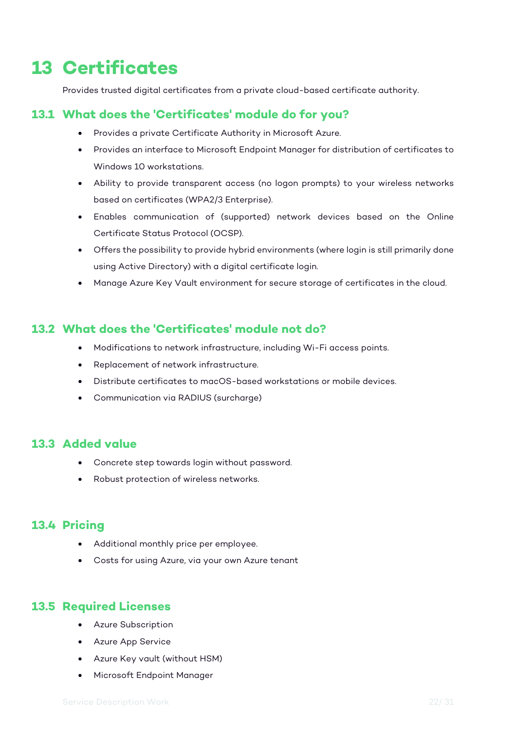# 13 Certificates

Provides trusted digital certificates from a private cloud-based certificate authority.

## 13.1 What does the 'Certificates' module do for you?

- Provides a private Certificate Authority in Microsoft Azure.
- Provides an interface to Microsoft Endpoint Manager for distribution of certificates to Windows 10 workstations.
- Ability to provide transparent access (no logon prompts) to your wireless networks based on certificates (WPA2/3 Enterprise).
- Enables communication of (supported) network devices based on the Online Certificate Status Protocol (OCSP).
- Offers the possibility to provide hybrid environments (where login is still primarily done using Active Directory) with a digital certificate login.
- Manage Azure Key Vault environment for secure storage of certificates in the cloud.

## 13.2 What does the 'Certificates' module not do?

- Modifications to network infrastructure, including Wi-Fi access points.
- Replacement of network infrastructure.
- Distribute certificates to macOS-based workstations or mobile devices.
- Communication via RADIUS (surcharge)

## 13.3 Added value

- Concrete step towards login without password.
- Robust protection of wireless networks.

## 13.4 Pricing

- Additional monthly price per employee.
- Costs for using Azure, via your own Azure tenant

## 13.5 Required Licenses

- Azure Subscription
- Azure App Service
- Azure Key vault (without HSM)
- Microsoft Endpoint Manager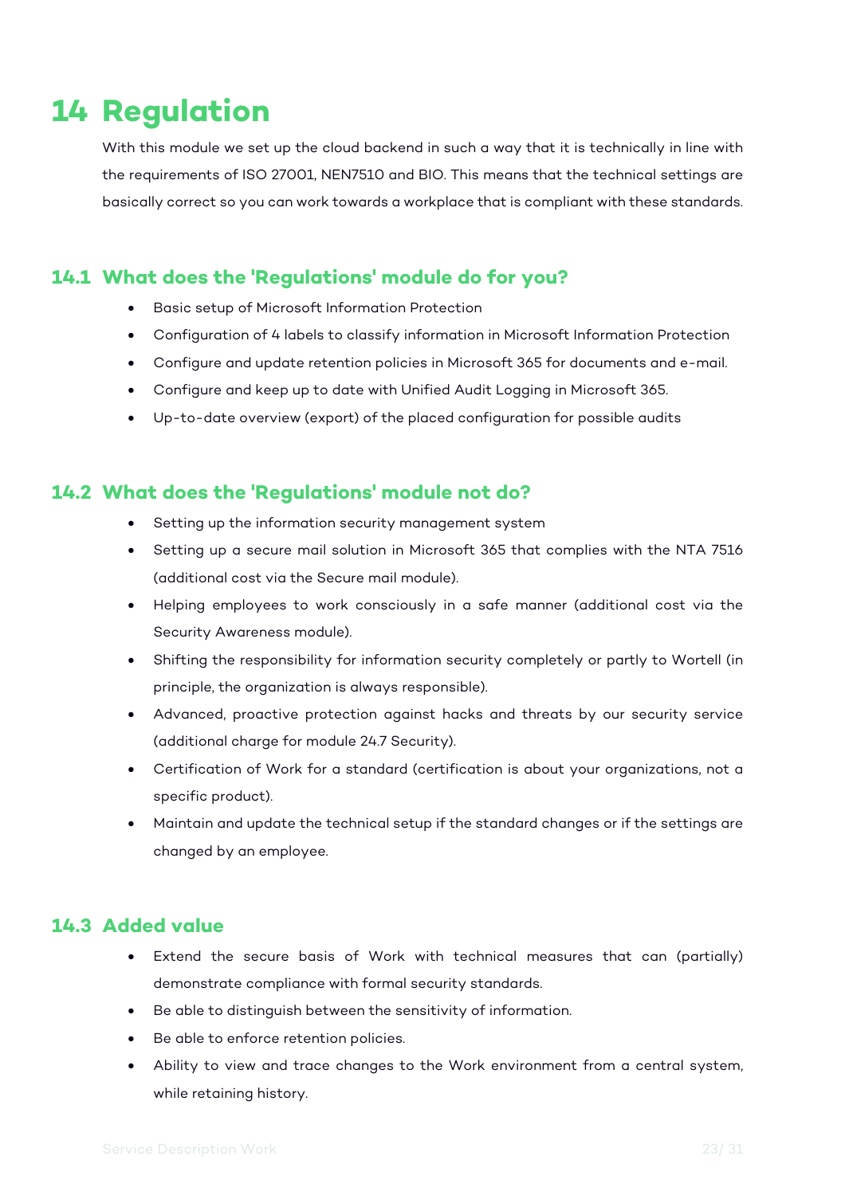# 14 Regulation

With this module we set up the cloud backend in such a way that it is technically in line with the requirements of ISO 27001, NEN7510 and BIO. This means that the technical settings are basically correct so you can work towards a workplace that is compliant with these standards.

## 14.1 What does the 'Regulations' module do for you?

- Basic setup of Microsoft Information Protection
- Configuration of 4 labels to classify information in Microsoft Information Protection
- Configure and update retention policies in Microsoft 365 for documents and e-mail.
- Configure and keep up to date with Unified Audit Logging in Microsoft 365.
- Up-to-date overview (export) of the placed configuration for possible audits

## 14.2 What does the 'Regulations' module not do?

- Setting up the information security management system
- Setting up a secure mail solution in Microsoft 365 that complies with the NTA 7516 (additional cost via the Secure mail module).
- Helping employees to work consciously in a safe manner (additional cost via the Security Awareness module).
- Shifting the responsibility for information security completely or partly to Wortell (in principle, the organization is always responsible).
- Advanced, proactive protection against hacks and threats by our security service (additional charge for module 24.7 Security).
- Certification of Work for a standard (certification is about your organizations, not a specific product).
- Maintain and update the technical setup if the standard changes or if the settings are changed by an employee.

## 14.3 Added value

- Extend the secure basis of Work with technical measures that can (partially) demonstrate compliance with formal security standards.
- Be able to distinguish between the sensitivity of information.
- Be able to enforce retention policies.
- Ability to view and trace changes to the Work environment from a central system, while retaining history.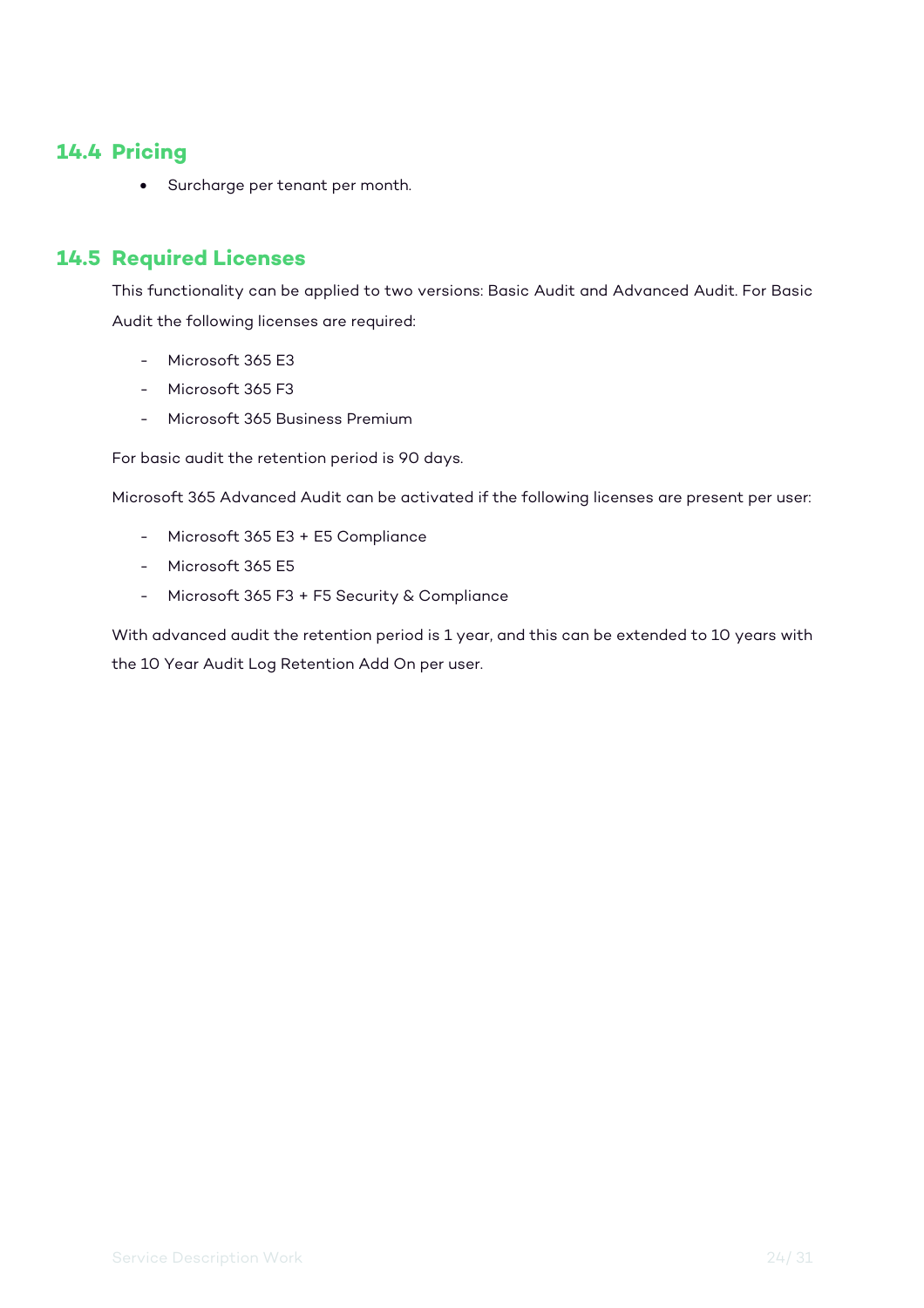## 14.4 Pricing

- Surcharge per tenant per month.

## 14.5 Required Licenses

This functionality can be applied to two versions: Basic Audit and Advanced Audit. For Basic Audit the following licenses are required:

- Microsoft 365 E3
- Microsoft 365 F3
- Microsoft 365 Business Premium

For basic audit the retention period is 90 days.

Microsoft 365 Advanced Audit can be activated if the following licenses are present per user:

- Microsoft 365 E3 + E5 Compliance
- Microsoft 365 E5
- Microsoft 365 F3 + F5 Security & Compliance

With advanced audit the retention period is 1 year, and this can be extended to 10 years with the 10 Year Audit Log Retention Add On per user.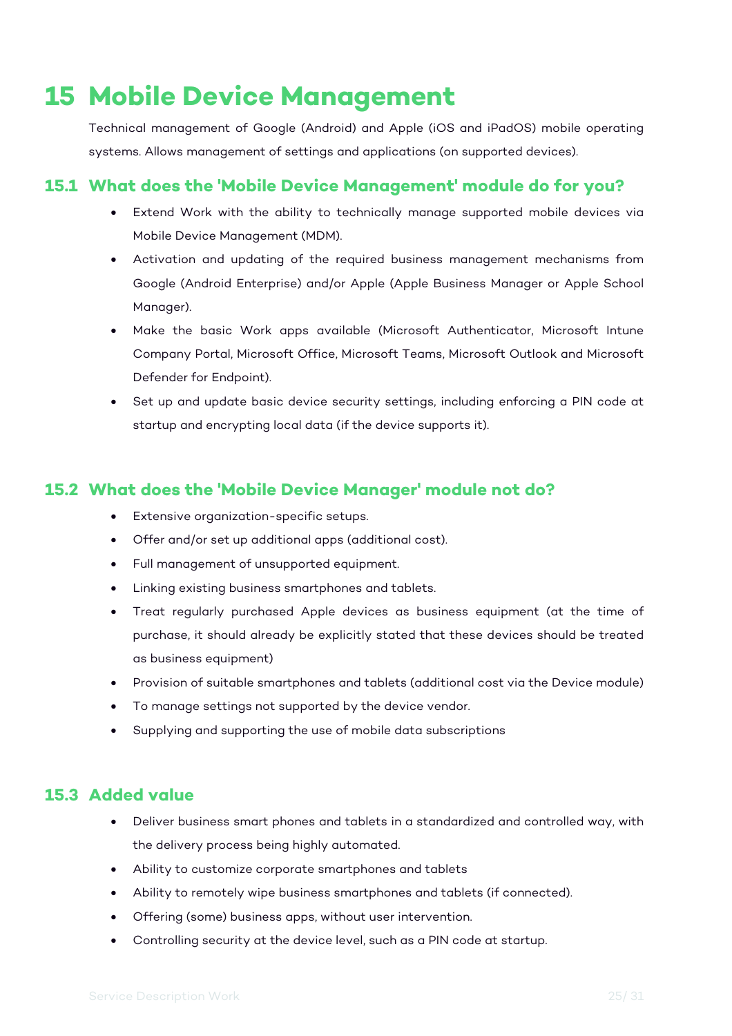# 15 Mobile Device Management

Technical management of Google (Android) and Apple (iOS and iPadOS) mobile operating systems. Allows management of settings and applications (on supported devices).

## 15.1 What does the 'Mobile Device Management' module do for you?

- Extend Work with the ability to technically manage supported mobile devices via Mobile Device Management (MDM).
- Activation and updating of the required business management mechanisms from Google (Android Enterprise) and/or Apple (Apple Business Manager or Apple School Manager).
- Make the basic Work apps available (Microsoft Authenticator, Microsoft Intune Company Portal, Microsoft Office, Microsoft Teams, Microsoft Outlook and Microsoft Defender for Endpoint).
- Set up and update basic device security settings, including enforcing a PIN code at startup and encrypting local data (if the device supports it).

## 15.2 What does the 'Mobile Device Manager' module not do?

- Extensive organization-specific setups.
- Offer and/or set up additional apps (additional cost).
- Full management of unsupported equipment.
- Linking existing business smartphones and tablets.
- Treat regularly purchased Apple devices as business equipment (at the time of purchase, it should already be explicitly stated that these devices should be treated as business equipment)
- Provision of suitable smartphones and tablets (additional cost via the Device module)
- To manage settings not supported by the device vendor.
- Supplying and supporting the use of mobile data subscriptions

## 15.3 Added value

- Deliver business smart phones and tablets in a standardized and controlled way, with the delivery process being highly automated.
- Ability to customize corporate smartphones and tablets
- Ability to remotely wipe business smartphones and tablets (if connected).
- Offering (some) business apps, without user intervention.
- Controlling security at the device level, such as a PIN code at startup.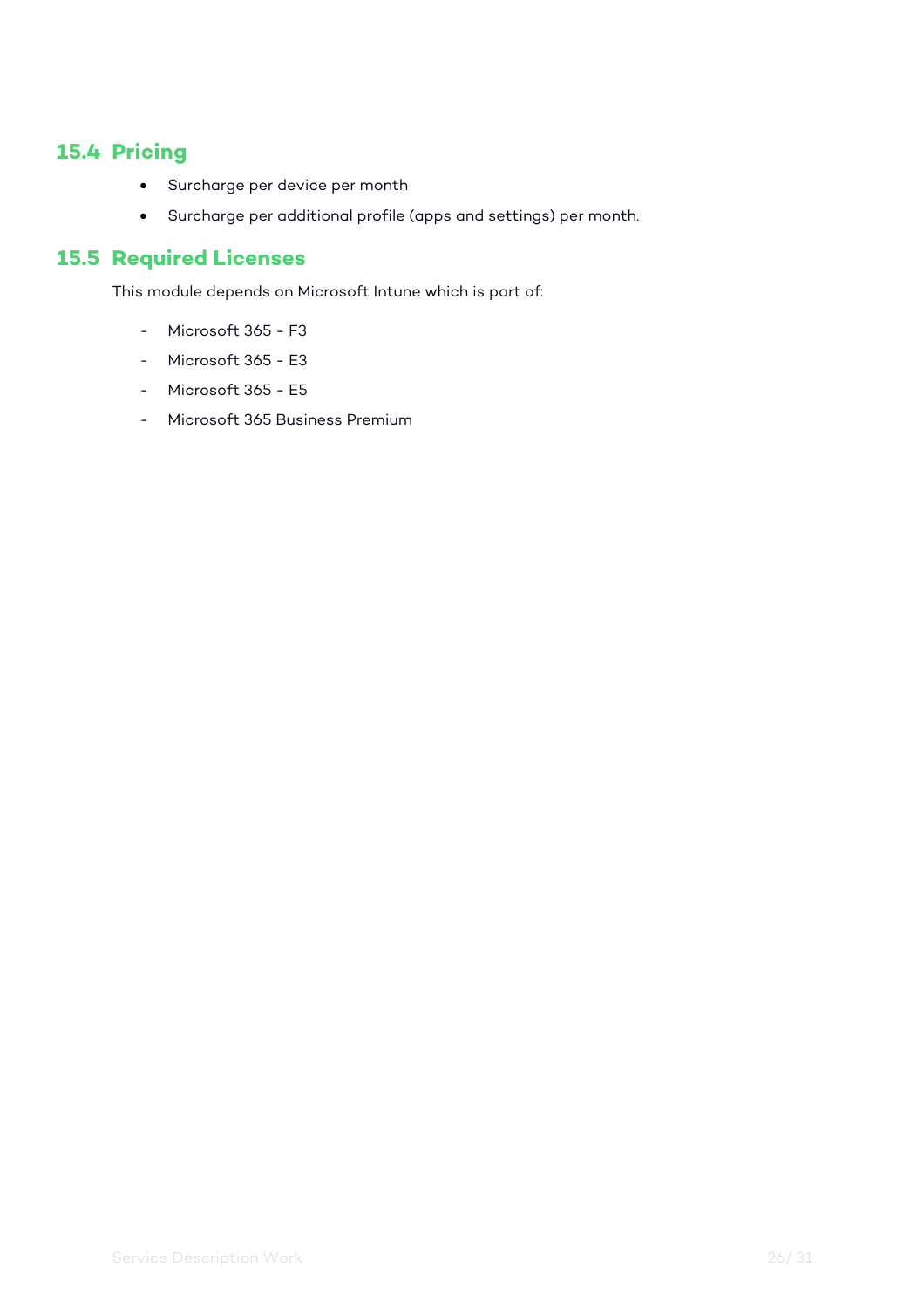## 15.4 Pricing

- Surcharge per device per month
- Surcharge per additional profile (apps and settings) per month.

## 15.5 Required Licenses

This module depends on Microsoft Intune which is part of:

- Microsoft 365 - F3
- Microsoft 365 - E3
- Microsoft 365 - E5
- Microsoft 365 Business Premium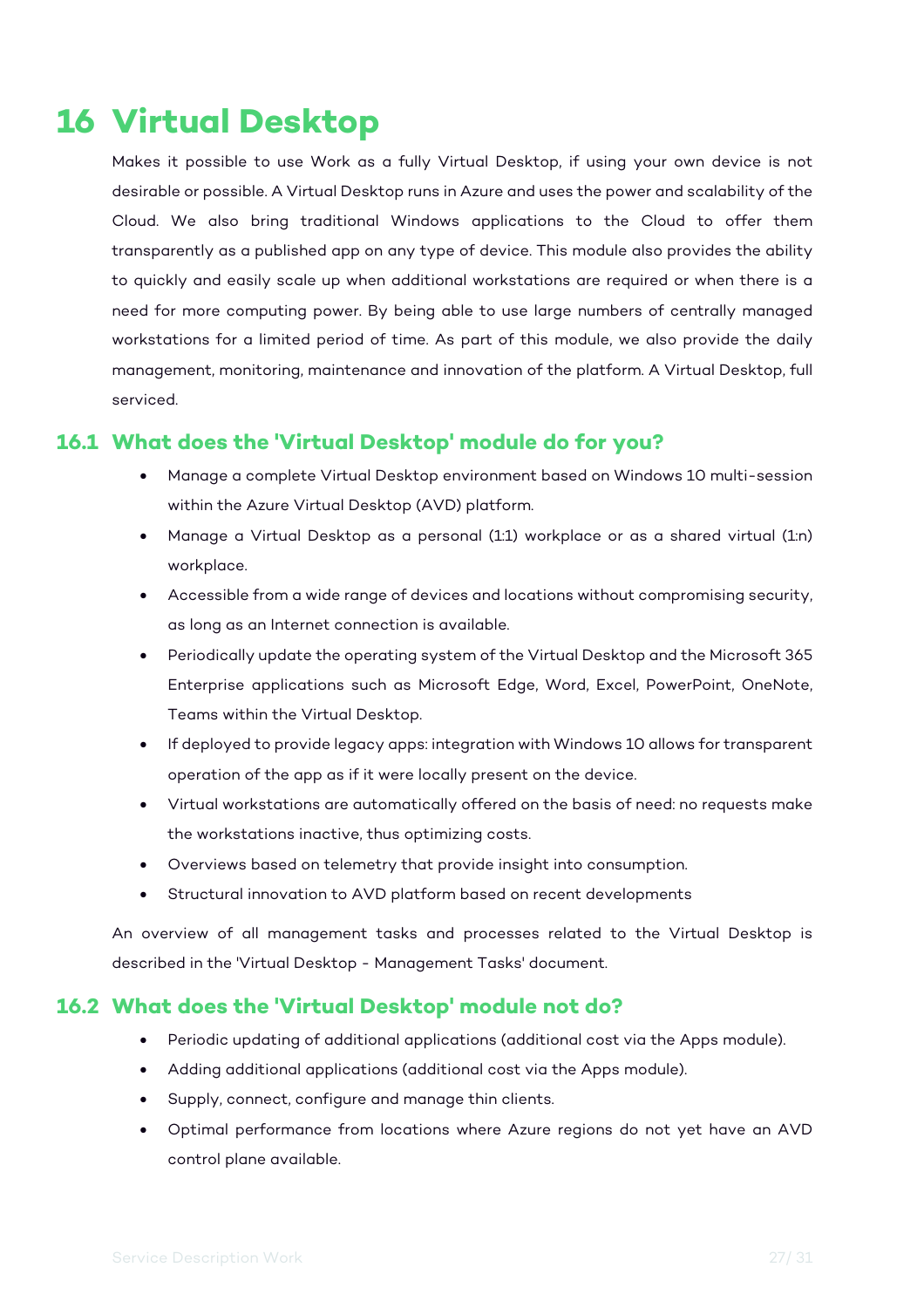# 16 Virtual Desktop

Makes it possible to use Work as a fully Virtual Desktop, if using your own device is not desirable or possible. A Virtual Desktop runs in Azure and uses the power and scalability of the Cloud. We also bring traditional Windows applications to the Cloud to offer them transparently as a published app on any type of device. This module also provides the ability to quickly and easily scale up when additional workstations are required or when there is a need for more computing power. By being able to use large numbers of centrally managed workstations for a limited period of time. As part of this module, we also provide the daily management, monitoring, maintenance and innovation of the platform. A Virtual Desktop, full serviced.

## 16.1 What does the 'Virtual Desktop' module do for you?

- Manage a complete Virtual Desktop environment based on Windows 10 multi-session within the Azure Virtual Desktop (AVD) platform.
- Manage a Virtual Desktop as a personal (1:1) workplace or as a shared virtual (1:n) workplace.
- Accessible from a wide range of devices and locations without compromising security, as long as an Internet connection is available.
- Periodically update the operating system of the Virtual Desktop and the Microsoft 365 Enterprise applications such as Microsoft Edge, Word, Excel, PowerPoint, OneNote, Teams within the Virtual Desktop.
- If deployed to provide legacy apps: integration with Windows 10 allows for transparent operation of the app as if it were locally present on the device.
- Virtual workstations are automatically offered on the basis of need: no requests make the workstations inactive, thus optimizing costs.
- Overviews based on telemetry that provide insight into consumption.
- Structural innovation to AVD platform based on recent developments

An overview of all management tasks and processes related to the Virtual Desktop is described in the 'Virtual Desktop - Management Tasks' document.

## 16.2 What does the 'Virtual Desktop' module not do?

- Periodic updating of additional applications (additional cost via the Apps module).
- Adding additional applications (additional cost via the Apps module).
- Supply, connect, configure and manage thin clients.
- Optimal performance from locations where Azure regions do not yet have an AVD control plane available.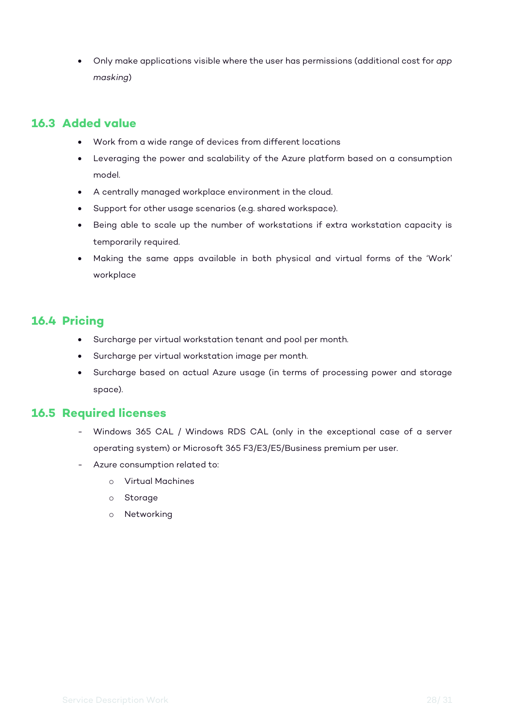- Only make applications visible where the user has permissions (additional cost for *app masking*)

## 16.3 Added value

- Work from a wide range of devices from different locations
- Leveraging the power and scalability of the Azure platform based on a consumption model.
- A centrally managed workplace environment in the cloud.
- Support for other usage scenarios (e.g. shared workspace).
- Being able to scale up the number of workstations if extra workstation capacity is temporarily required.
- Making the same apps available in both physical and virtual forms of the 'Work' workplace

## 16.4 Pricing

- Surcharge per virtual workstation tenant and pool per month.
- Surcharge per virtual workstation image per month.
- Surcharge based on actual Azure usage (in terms of processing power and storage space).

## 16.5 Required licenses

- Windows 365 CAL / Windows RDS CAL (only in the exceptional case of a server operating system) or Microsoft 365 F3/E3/E5/Business premium per user.
- Azure consumption related to:
    - Virtual Machines
    - Storage
    - Networking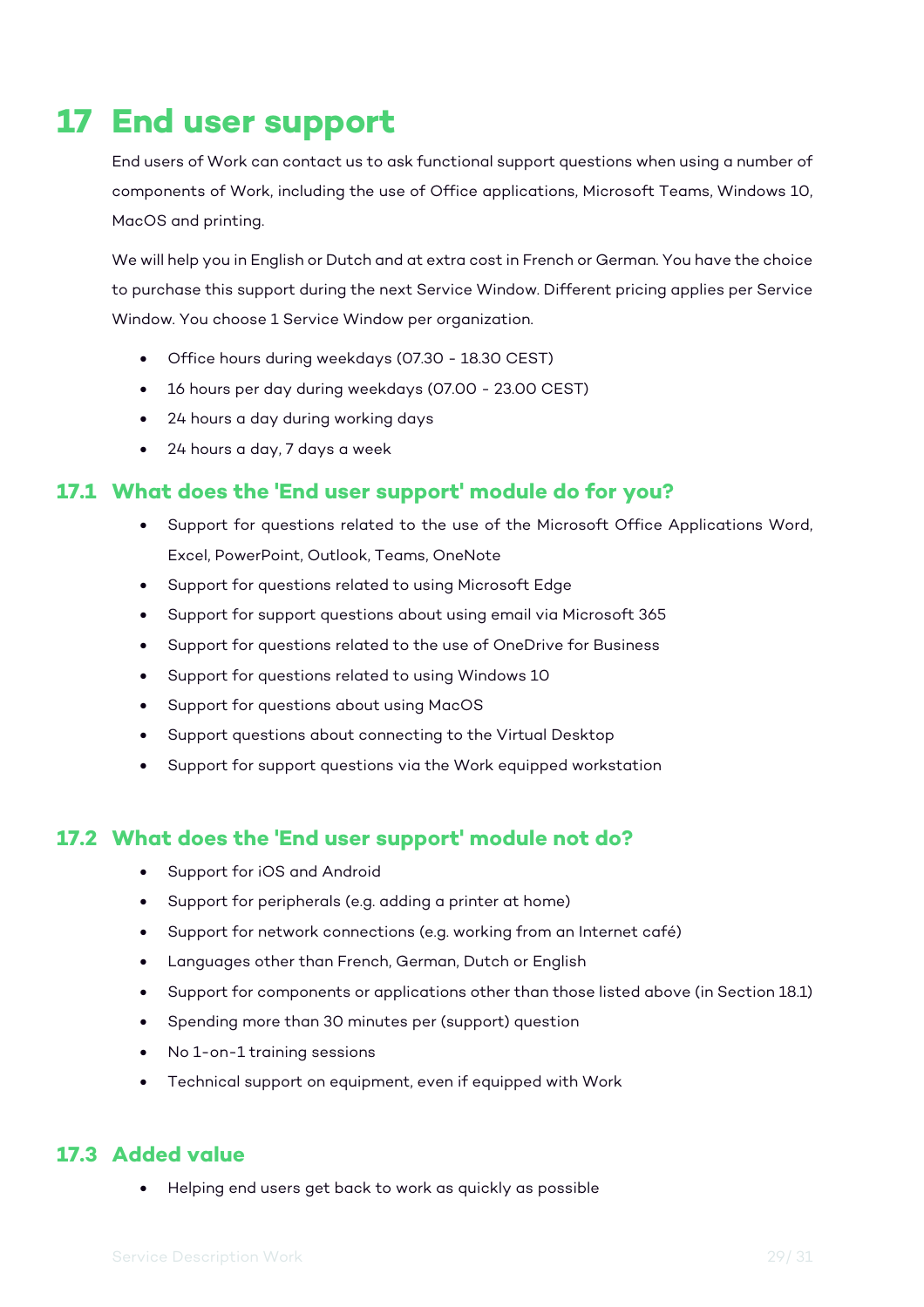# 17 End user support

End users of Work can contact us to ask functional support questions when using a number of components of Work, including the use of Office applications, Microsoft Teams, Windows 10, MacOS and printing.

We will help you in English or Dutch and at extra cost in French or German. You have the choice to purchase this support during the next Service Window. Different pricing applies per Service Window. You choose 1 Service Window per organization.

- Office hours during weekdays (07.30 - 18.30 CEST)
- 16 hours per day during weekdays (07.00 - 23.00 CEST)
- 24 hours a day during working days
- 24 hours a day, 7 days a week

## 17.1 What does the 'End user support' module do for you?

- Support for questions related to the use of the Microsoft Office Applications Word, Excel, PowerPoint, Outlook, Teams, OneNote
- Support for questions related to using Microsoft Edge
- Support for support questions about using email via Microsoft 365
- Support for questions related to the use of OneDrive for Business
- Support for questions related to using Windows 10
- Support for questions about using MacOS
- Support questions about connecting to the Virtual Desktop
- Support for support questions via the Work equipped workstation

## 17.2 What does the 'End user support' module not do?

- Support for iOS and Android
- Support for peripherals (e.g. adding a printer at home)
- Support for network connections (e.g. working from an Internet café)
- Languages other than French, German, Dutch or English
- Support for components or applications other than those listed above (in Section 18.1)
- Spending more than 30 minutes per (support) question
- No 1-on-1 training sessions
- Technical support on equipment, even if equipped with Work

## 17.3 Added value

- Helping end users get back to work as quickly as possible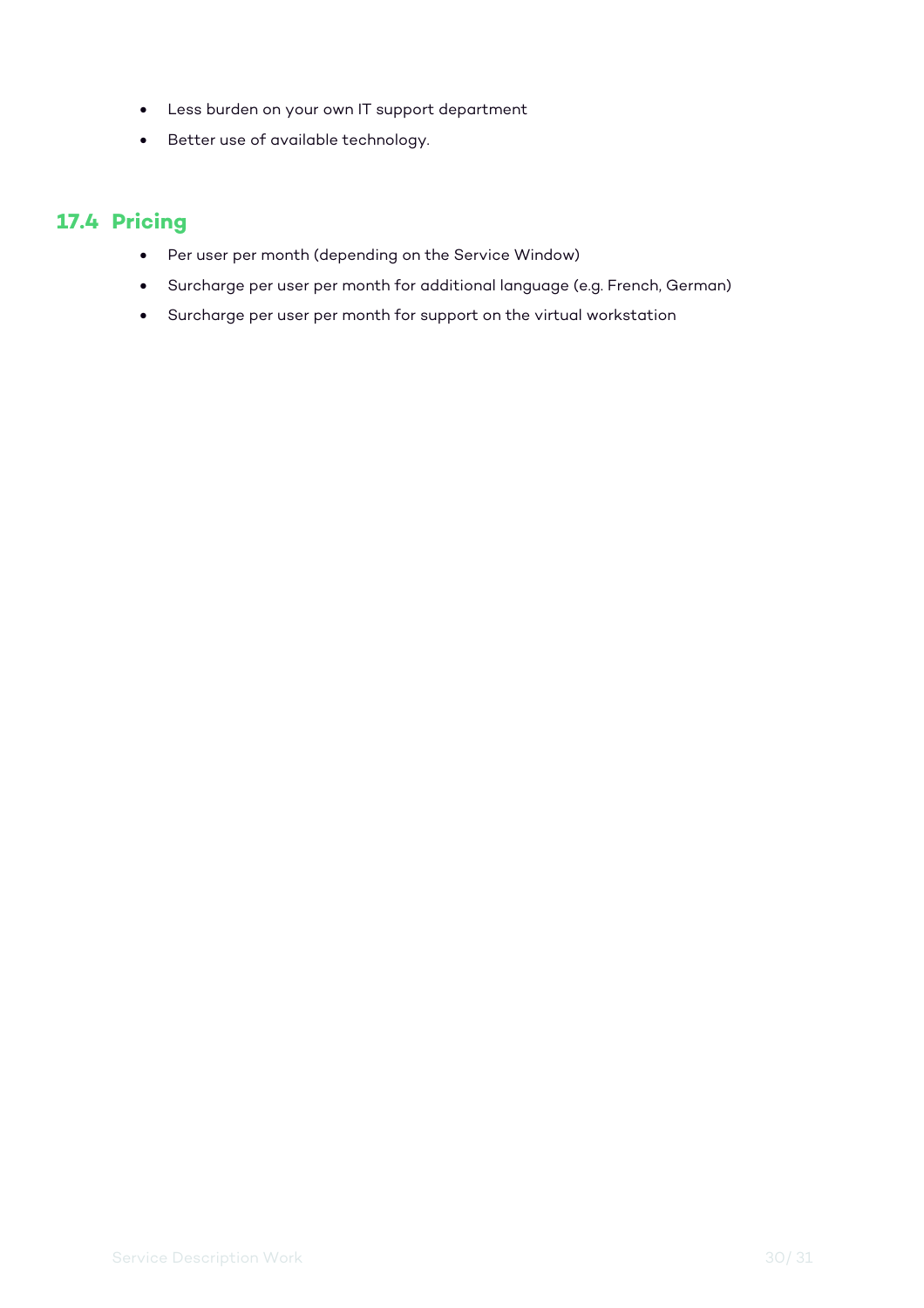- Less burden on your own IT support department
- Better use of available technology.

## 17.4 Pricing

- Per user per month (depending on the Service Window)
- Surcharge per user per month for additional language (e.g. French, German)
- Surcharge per user per month for support on the virtual workstation